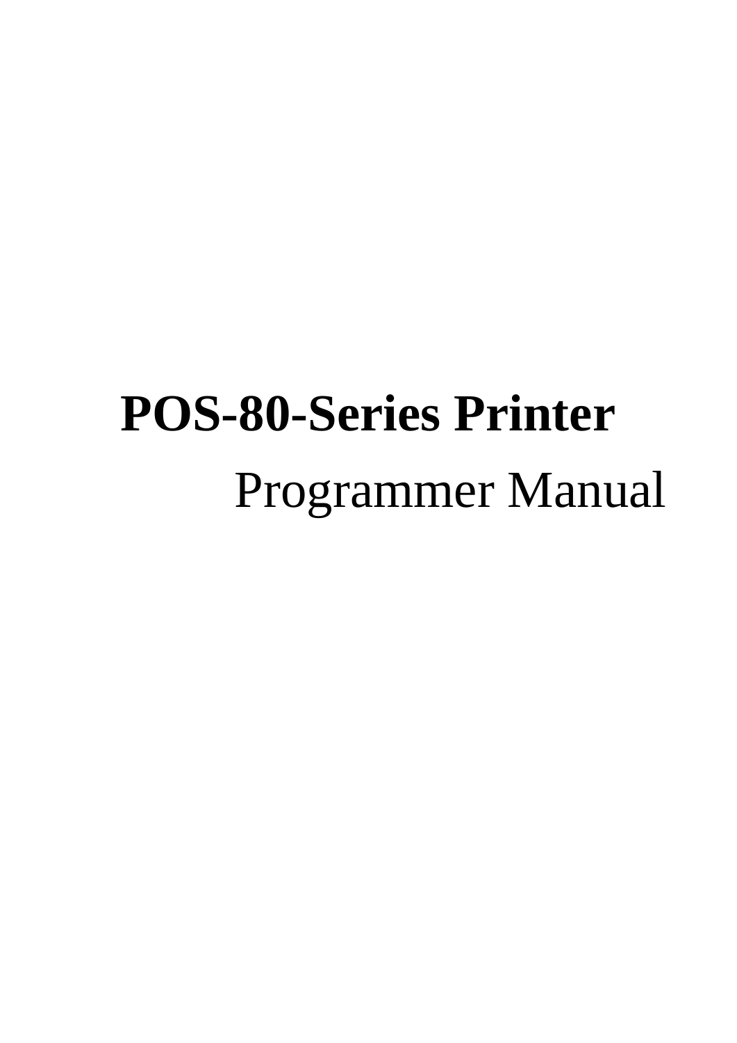# POS-80-Series Printer

Programmer Manual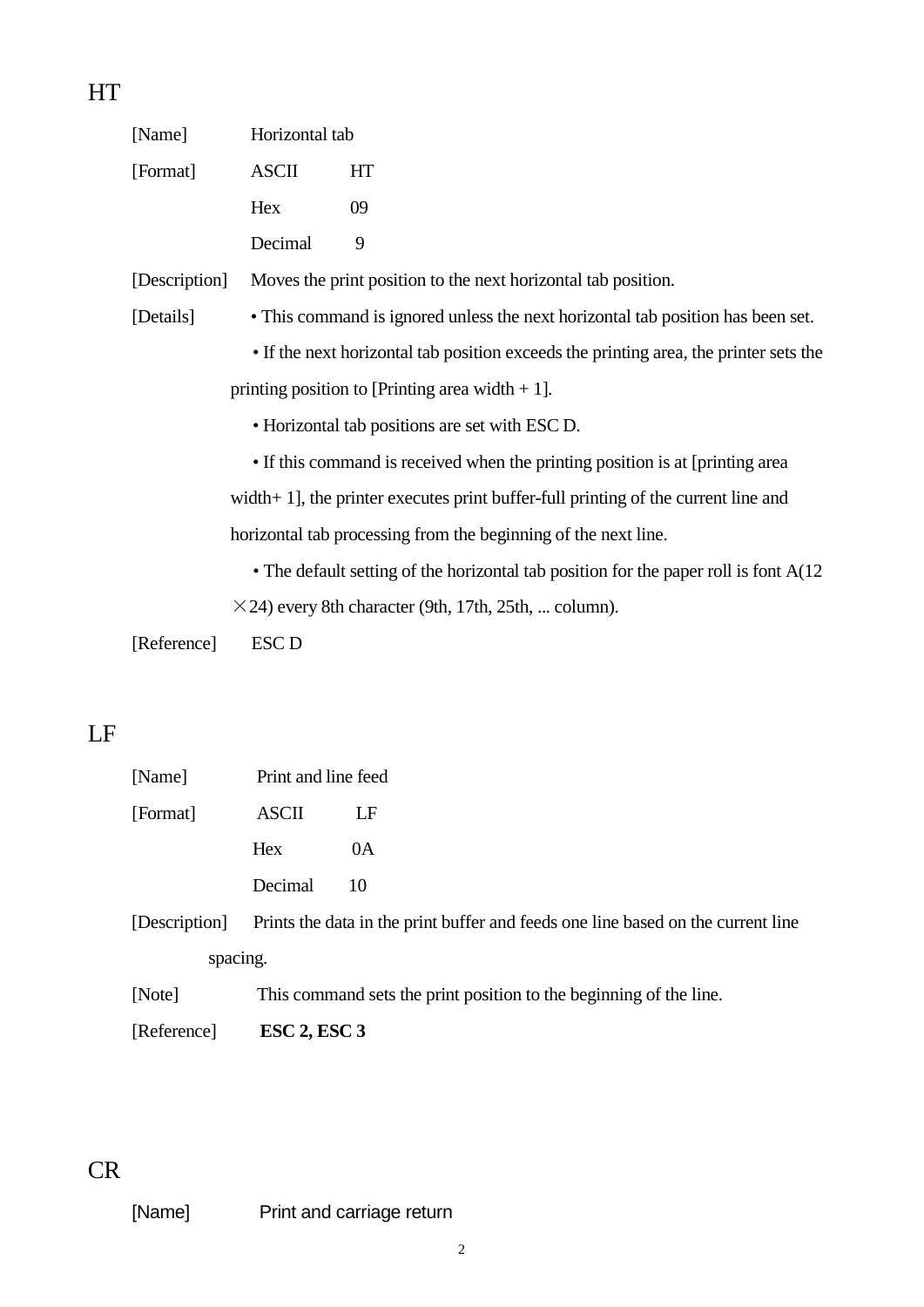## HT

[Name] Horizontal tab

[Format] ASCII HT

Hex 09

Decimal 9

[Description] Moves the print position to the next horizontal tab position.

[Details] • This command is ignored unless the next horizontal tab position has been set.

• If the next horizontal tab position exceeds the printing area, the printer sets the printing position to [Printing area width + 1].

• Horizontal tab positions are set with ESC D.

• If this command is received when the printing position is at [printing area width+ 1], the printer executes print buffer-full printing of the current line and horizontal tab processing from the beginning of the next line.

• The default setting of the horizontal tab position for the paper roll is font A(12 ×24) every 8th character (9th, 17th, 25th, ... column).

[Reference] ESC D

## LF

[Name] Print and line feed

[Format] ASCII LF

Hex 0A

Decimal 10

[Description] Prints the data in the print buffer and feeds one line based on the current line spacing.

[Note] This command sets the print position to the beginning of the line.

[Reference] **ESC 2, ESC 3**

## CR

[Name] Print and carriage return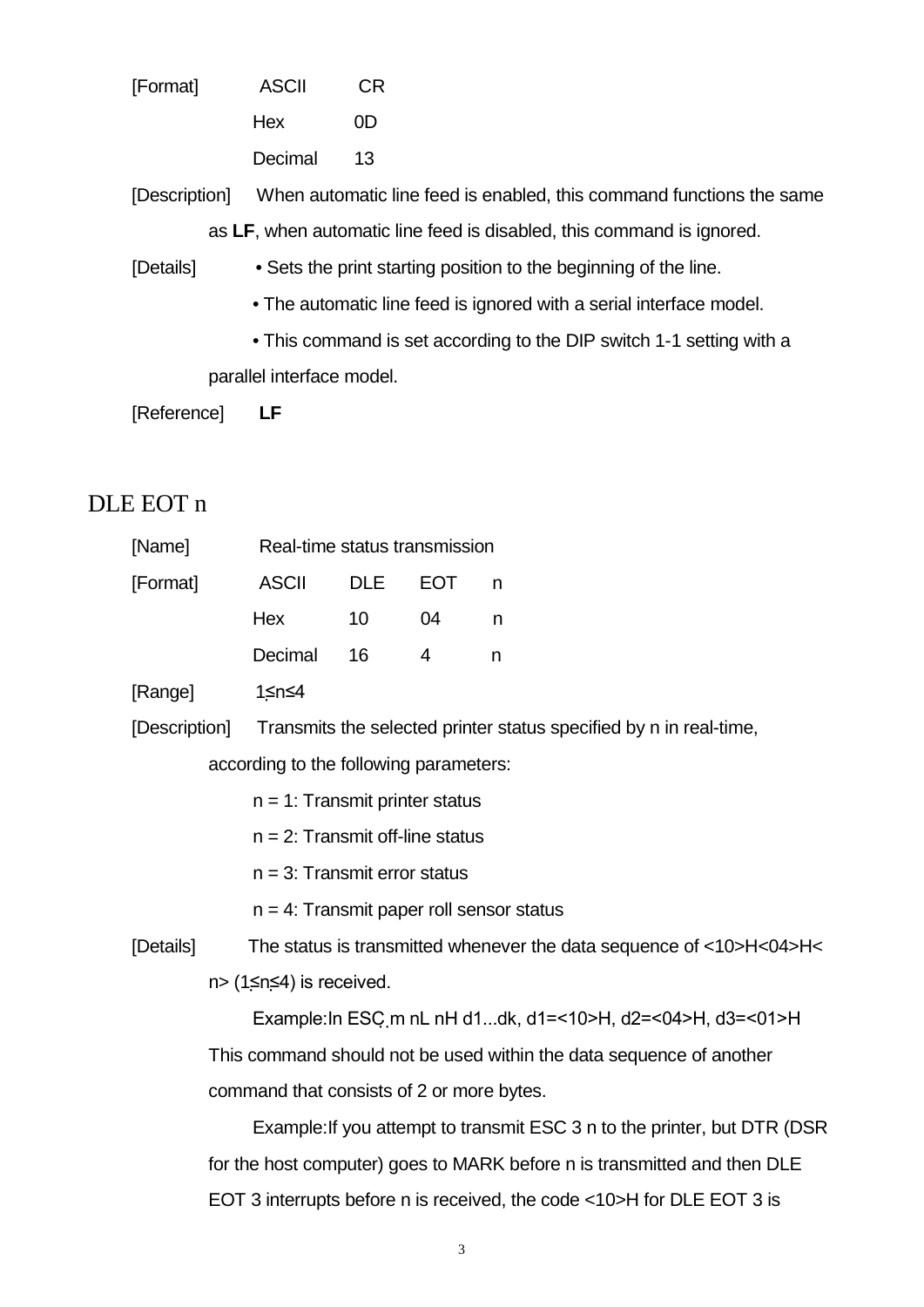[Format] ASCII CR

Hex 0D

Decimal 13

[Description] When automatic line feed is enabled, this command functions the same as **LF**, when automatic line feed is disabled, this command is ignored.

[Details] • Sets the print starting position to the beginning of the line.

• The automatic line feed is ignored with a serial interface model.

• This command is set according to the DIP switch 1-1 setting with a parallel interface model.

[Reference] **LF**

## DLE EOT n

[Name] Real-time status transmission

| [Format] | ASCII | DLE | EOT | n |
|---|---|---|---|---|
| | Hex | 10 | 04 | n |
| | Decimal | 16 | 4 | n |

[Range] 1≤n≤4

[Description] Transmits the selected printer status specified by n in real-time, according to the following parameters:

n = 1: Transmit printer status

n = 2: Transmit off-line status

n = 3: Transmit error status

n = 4: Transmit paper roll sensor status

[Details] The status is transmitted whenever the data sequence of <10>H<04>H< n> (1≤n≤4) is received.

Example:In ESC m nL nH d1...dk, d1=<10>H, d2=<04>H, d3=<01>H

This command should not be used within the data sequence of another command that consists of 2 or more bytes.

Example:If you attempt to transmit ESC 3 n to the printer, but DTR (DSR for the host computer) goes to MARK before n is transmitted and then DLE EOT 3 interrupts before n is received, the code <10>H for DLE EOT 3 is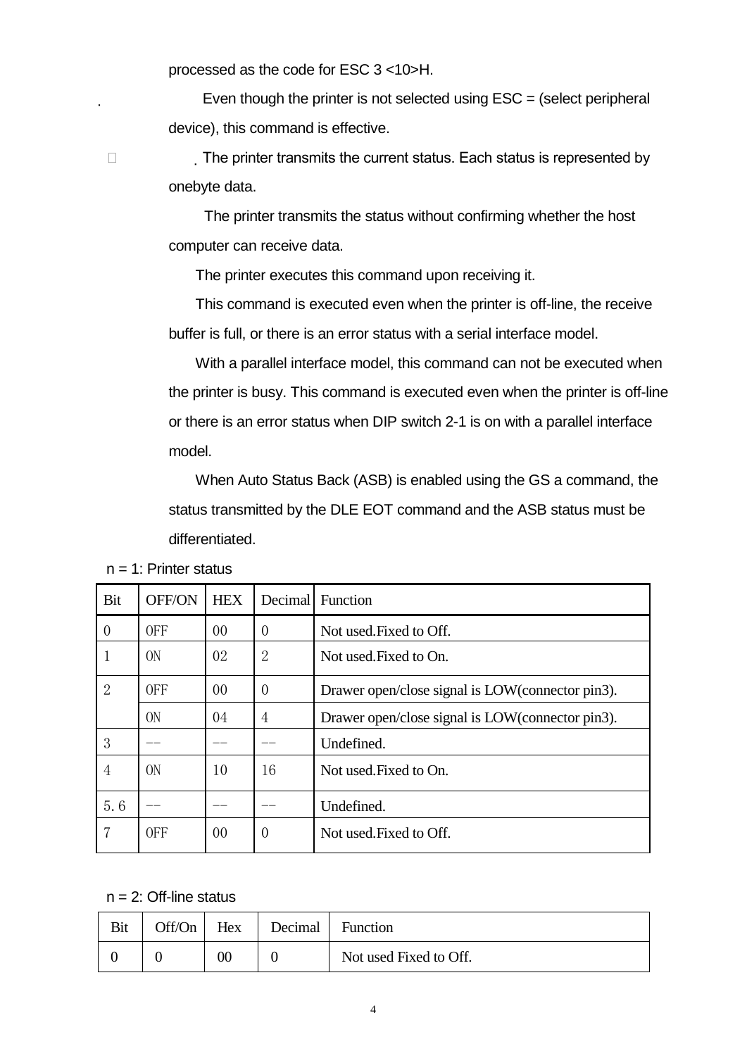processed as the code for ESC 3 <10>H.

Even though the printer is not selected using ESC = (select peripheral device), this command is effective.

The printer transmits the current status. Each status is represented by onebyte data.

The printer transmits the status without confirming whether the host computer can receive data.

The printer executes this command upon receiving it.

This command is executed even when the printer is off-line, the receive buffer is full, or there is an error status with a serial interface model.

With a parallel interface model, this command can not be executed when the printer is busy. This command is executed even when the printer is off-line or there is an error status when DIP switch 2-1 is on with a parallel interface model.

When Auto Status Back (ASB) is enabled using the GS a command, the status transmitted by the DLE EOT command and the ASB status must be differentiated.

n = 1: Printer status

| Bit | OFF/ON | HEX | Decimal | Function |
|---|---|---|---|---|
| 0 | OFF | 00 | 0 | Not used.Fixed to Off. |
| 1 | ON | 02 | 2 | Not used.Fixed to On. |
| 2 | OFF | 00 | 0 | Drawer open/close signal is LOW(connector pin3). |
| | ON | 04 | 4 | Drawer open/close signal is LOW(connector pin3). |
| 3 | -- | -- | -- | Undefined. |
| 4 | ON | 10 | 16 | Not used.Fixed to On. |
| 5. 6 | -- | -- | -- | Undefined. |
| 7 | OFF | 00 | 0 | Not used.Fixed to Off. |

n = 2: Off-line status

| Bit | Off/On | Hex | Decimal | Function |
|---|---|---|---|---|
| 0 | 0 | 00 | 0 | Not used Fixed to Off. |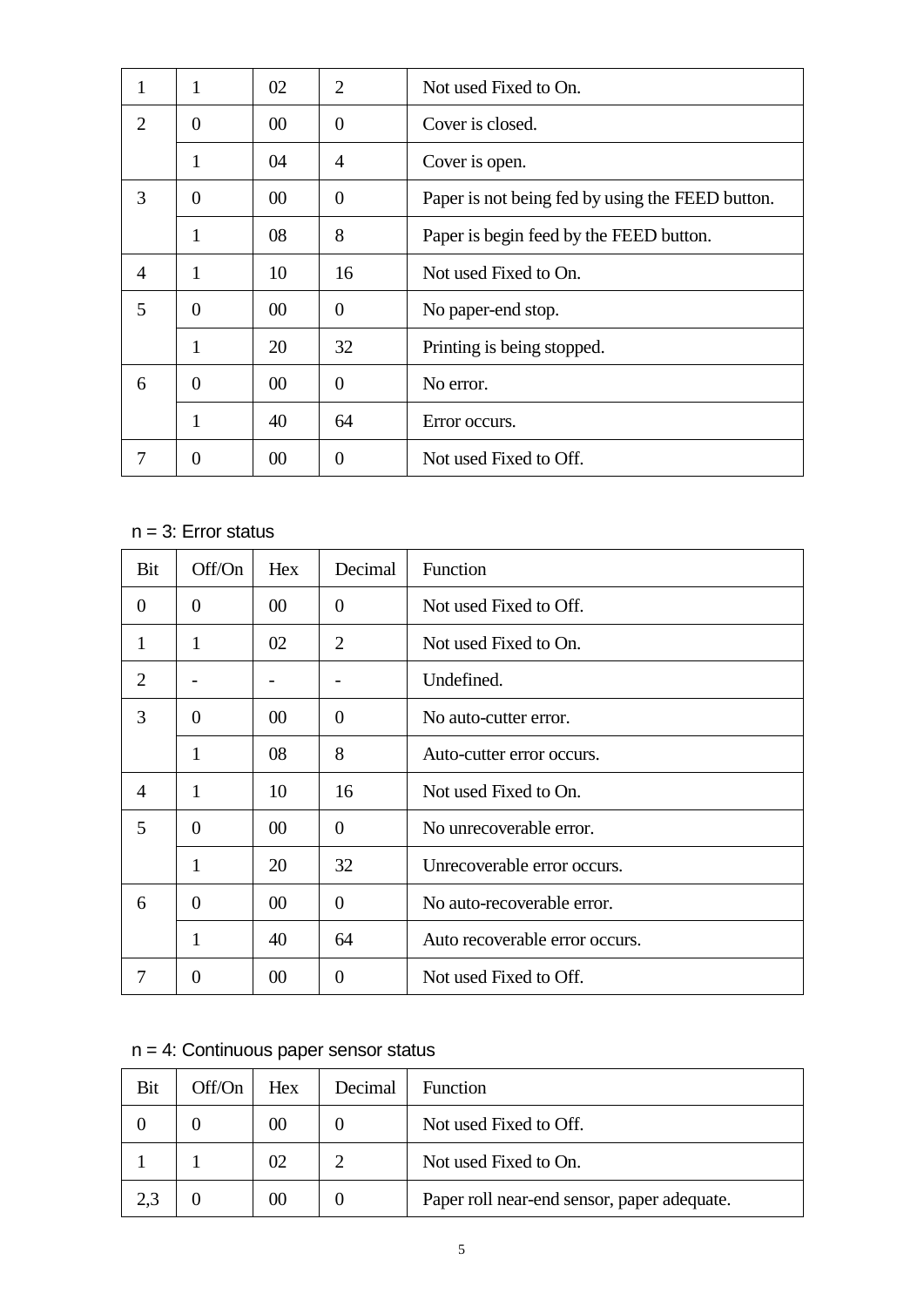| | | | | |
|---|---|---|---|---|
| 1 | 1 | 02 | 2 | Not used Fixed to On. |
| 2 | 0 | 00 | 0 | Cover is closed. |
| | 1 | 04 | 4 | Cover is open. |
| 3 | 0 | 00 | 0 | Paper is not being fed by using the FEED button. |
| | 1 | 08 | 8 | Paper is begin feed by the FEED button. |
| 4 | 1 | 10 | 16 | Not used Fixed to On. |
| 5 | 0 | 00 | 0 | No paper-end stop. |
| | 1 | 20 | 32 | Printing is being stopped. |
| 6 | 0 | 00 | 0 | No error. |
| | 1 | 40 | 64 | Error occurs. |
| 7 | 0 | 00 | 0 | Not used Fixed to Off. |

n = 3: Error status

| Bit | Off/On | Hex | Decimal | Function |
|---|---|---|---|---|
| 0 | 0 | 00 | 0 | Not used Fixed to Off. |
| 1 | 1 | 02 | 2 | Not used Fixed to On. |
| 2 | - | - | - | Undefined. |
| 3 | 0 | 00 | 0 | No auto-cutter error. |
| | 1 | 08 | 8 | Auto-cutter error occurs. |
| 4 | 1 | 10 | 16 | Not used Fixed to On. |
| 5 | 0 | 00 | 0 | No unrecoverable error. |
| | 1 | 20 | 32 | Unrecoverable error occurs. |
| 6 | 0 | 00 | 0 | No auto-recoverable error. |
| | 1 | 40 | 64 | Auto recoverable error occurs. |
| 7 | 0 | 00 | 0 | Not used Fixed to Off. |

n = 4: Continuous paper sensor status

| Bit | Off/On | Hex | Decimal | Function |
|---|---|---|---|---|
| 0 | 0 | 00 | 0 | Not used Fixed to Off. |
| 1 | 1 | 02 | 2 | Not used Fixed to On. |
| 2,3 | 0 | 00 | 0 | Paper roll near-end sensor, paper adequate. |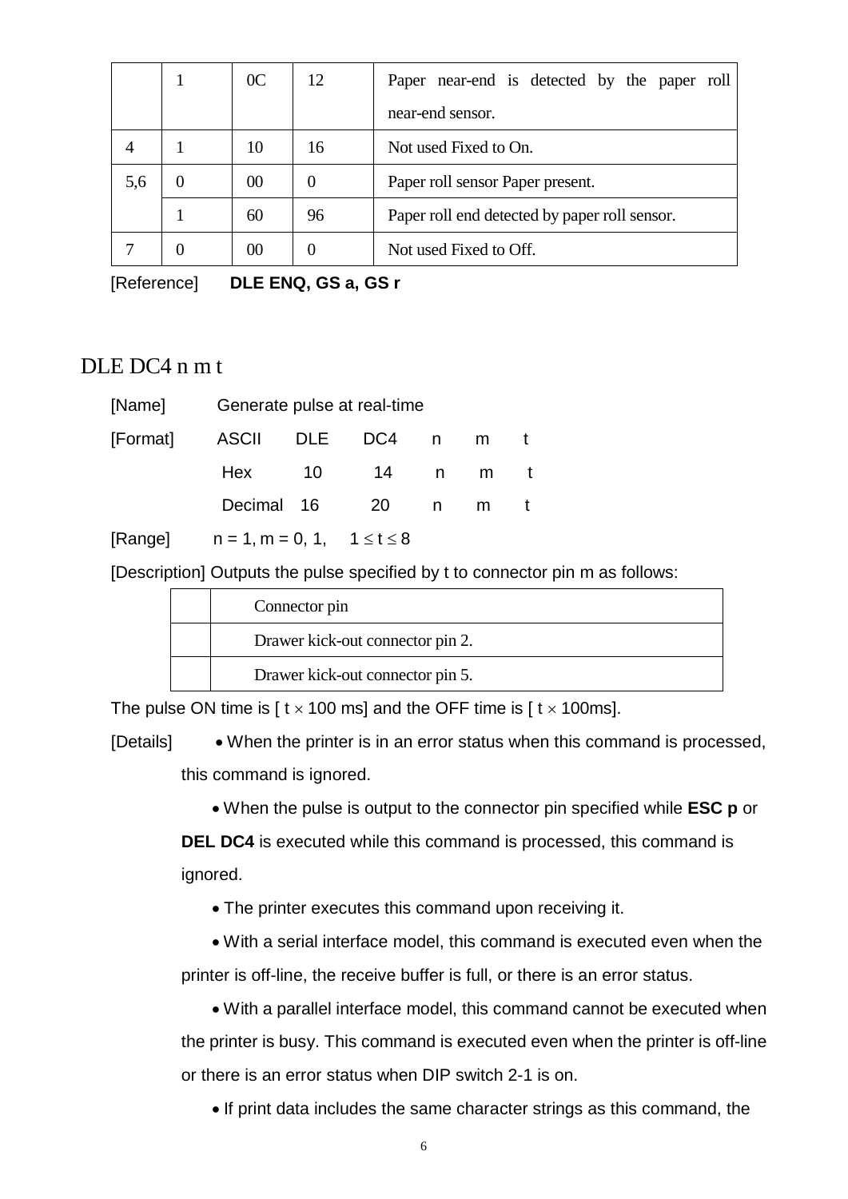|  | 1 | 0C | 12 | Paper near-end is detected by the paper roll near-end sensor. |
|---|---|---|---|---|
| 4 | 1 | 10 | 16 | Not used Fixed to On. |
| 5,6 | 0 | 00 | 0 | Paper roll sensor Paper present. |
|  | 1 | 60 | 96 | Paper roll end detected by paper roll sensor. |
| 7 | 0 | 00 | 0 | Not used Fixed to Off. |

[Reference] **DLE ENQ, GS a, GS r**

## DLE DC4 n m t

[Name] Generate pulse at real-time

[Format] ASCII DLE DC4 n m t

Hex 10 14 n m t

Decimal 16 20 n m t

[Range] n = 1, m = 0, 1, $1 \leq t \leq 8$

[Description] Outputs the pulse specified by t to connector pin m as follows:

|  | Connector pin |
|---|---|
|  | Drawer kick-out connector pin 2. |
|  | Drawer kick-out connector pin 5. |

The pulse ON time is [ $t \times 100$ ms] and the OFF time is [ $t \times 100$ms].

[Details]

- When the printer is in an error status when this command is processed, this command is ignored.
- When the pulse is output to the connector pin specified while **ESC p** or **DEL DC4** is executed while this command is processed, this command is ignored.
- The printer executes this command upon receiving it.
- With a serial interface model, this command is executed even when the printer is off-line, the receive buffer is full, or there is an error status.
- With a parallel interface model, this command cannot be executed when the printer is busy. This command is executed even when the printer is off-line or there is an error status when DIP switch 2-1 is on.
- If print data includes the same character strings as this command, the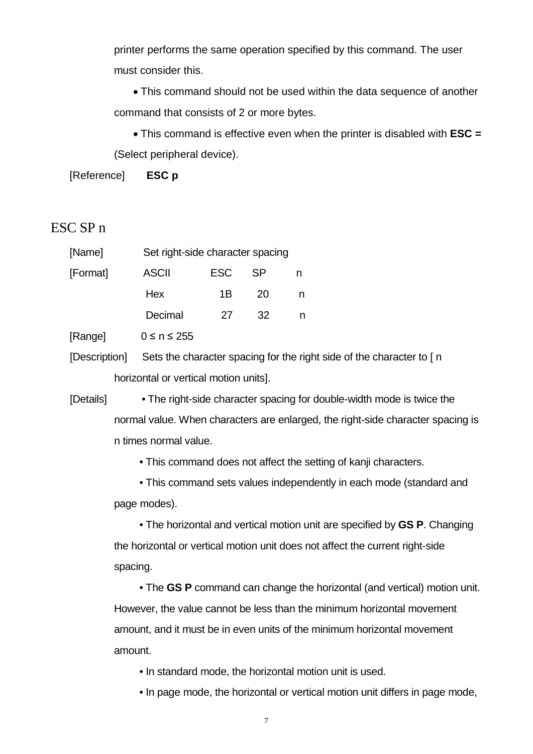printer performs the same operation specified by this command. The user must consider this.

- This command should not be used within the data sequence of another command that consists of 2 or more bytes.
- This command is effective even when the printer is disabled with **ESC =** (Select peripheral device).

[Reference] **ESC p**

## ESC SP n

[Name] Set right-side character spacing

[Format]

| ASCII | ESC | SP | n |
|---|---|---|---|
| Hex | 1B | 20 | n |
| Decimal | 27 | 32 | n |

[Range] 0 ≤ n ≤ 255

[Description] Sets the character spacing for the right side of the character to [ n horizontal or vertical motion units].

[Details]

- The right-side character spacing for double-width mode is twice the normal value. When characters are enlarged, the right-side character spacing is n times normal value.
- This command does not affect the setting of kanji characters.
- This command sets values independently in each mode (standard and page modes).
- The horizontal and vertical motion unit are specified by **GS P**. Changing the horizontal or vertical motion unit does not affect the current right-side spacing.
- The **GS P** command can change the horizontal (and vertical) motion unit. However, the value cannot be less than the minimum horizontal movement amount, and it must be in even units of the minimum horizontal movement amount.
- In standard mode, the horizontal motion unit is used.
- In page mode, the horizontal or vertical motion unit differs in page mode,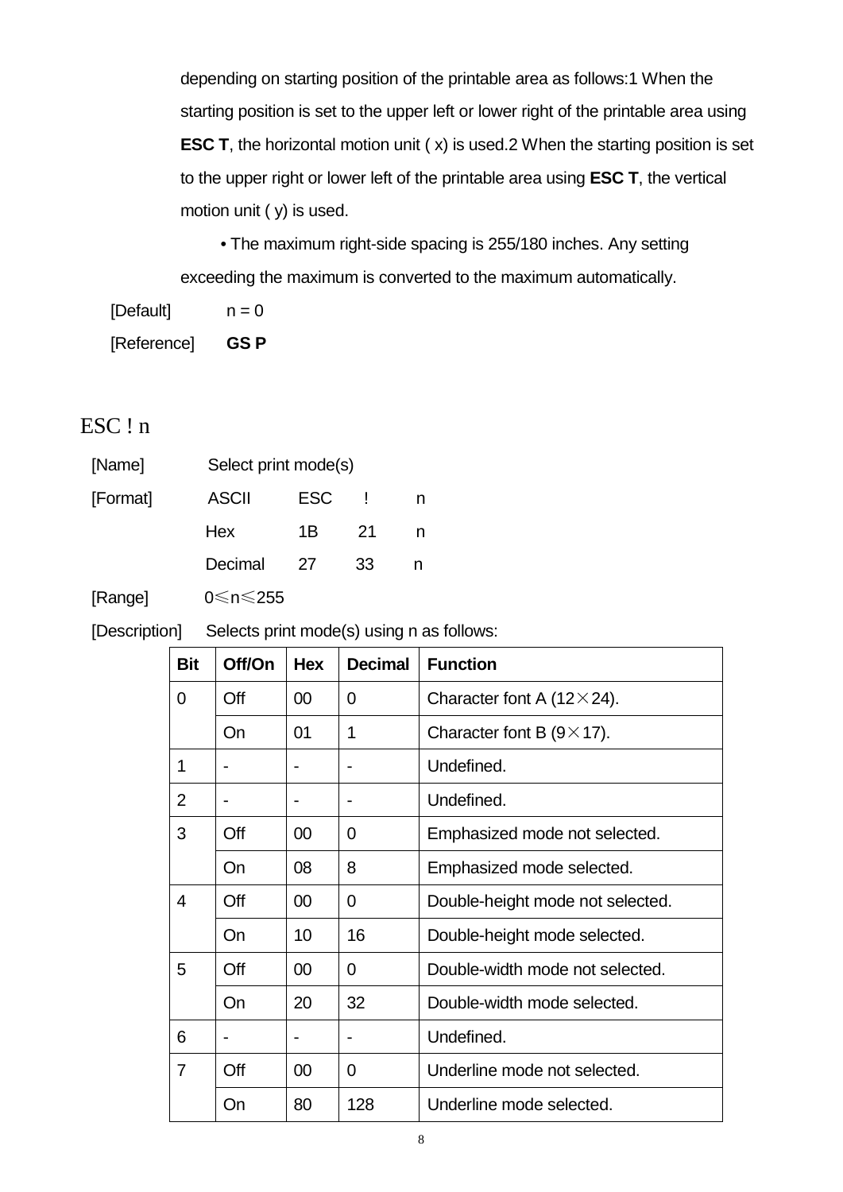depending on starting position of the printable area as follows:1 When the starting position is set to the upper left or lower right of the printable area using **ESC T**, the horizontal motion unit ( x) is used.2 When the starting position is set to the upper right or lower left of the printable area using **ESC T**, the vertical motion unit ( y) is used.

• The maximum right-side spacing is 255/180 inches. Any setting exceeding the maximum is converted to the maximum automatically.

[Default] n = 0

[Reference] **GS P**

## ESC ! n

[Name] Select print mode(s)

[Format]

| | | | |
|---|---|---|---|
| ASCII | ESC | ! | n |
| Hex | 1B | 21 | n |
| Decimal | 27 | 33 | n |

[Range] 0≤n≤255

[Description] Selects print mode(s) using n as follows:

| Bit | Off/On | Hex | Decimal | Function |
|---|---|---|---|---|
| 0 | Off | 00 | 0 | Character font A (12×24). |
| | On | 01 | 1 | Character font B (9×17). |
| 1 | - | - | - | Undefined. |
| 2 | - | - | - | Undefined. |
| 3 | Off | 00 | 0 | Emphasized mode not selected. |
| | On | 08 | 8 | Emphasized mode selected. |
| 4 | Off | 00 | 0 | Double-height mode not selected. |
| | On | 10 | 16 | Double-height mode selected. |
| 5 | Off | 00 | 0 | Double-width mode not selected. |
| | On | 20 | 32 | Double-width mode selected. |
| 6 | - | - | - | Undefined. |
| 7 | Off | 00 | 0 | Underline mode not selected. |
| | On | 80 | 128 | Underline mode selected. |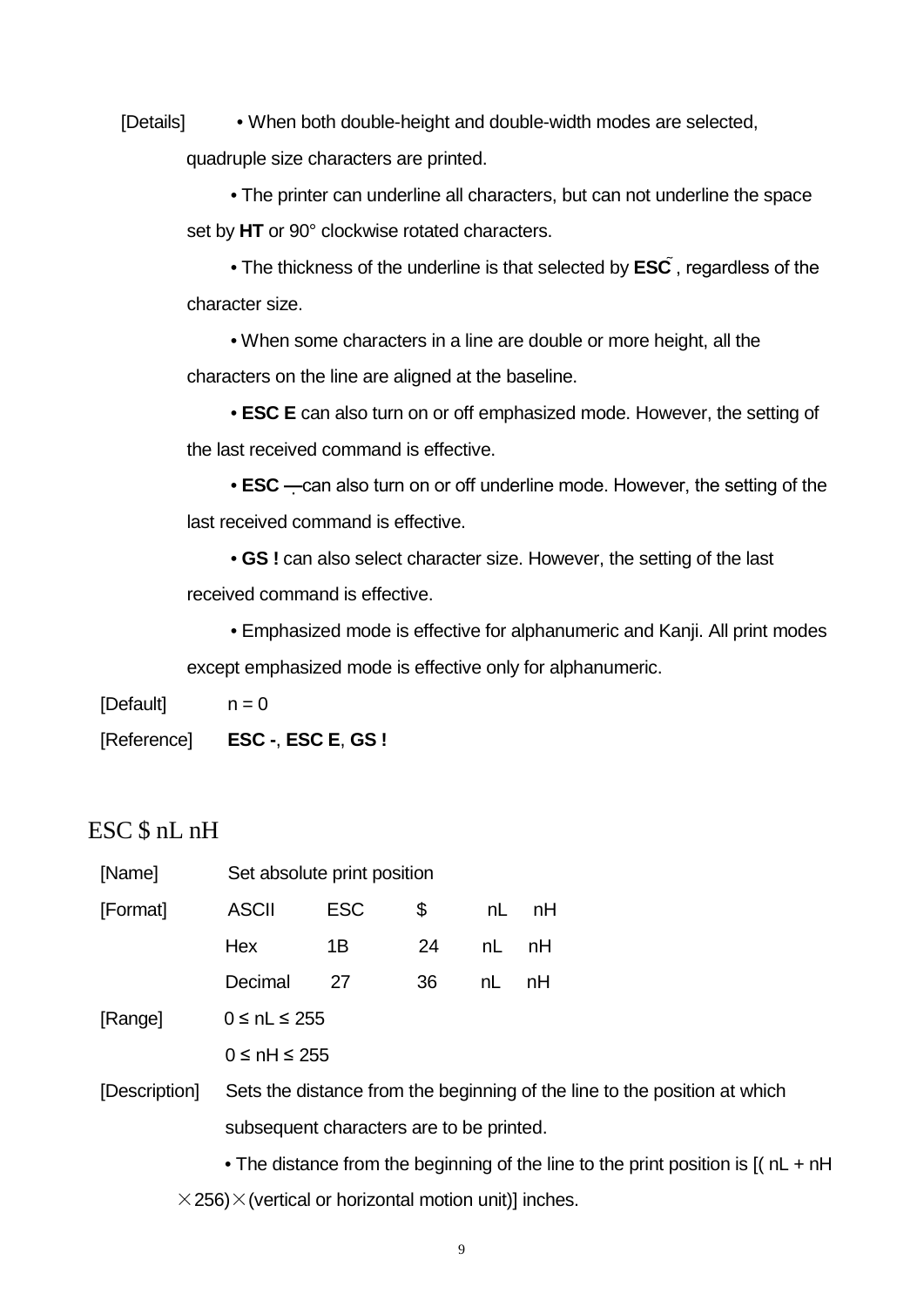[Details] • When both double-height and double-width modes are selected, quadruple size characters are printed.

• The printer can underline all characters, but can not underline the space set by **HT** or 90° clockwise rotated characters.

• The thickness of the underline is that selected by **ESC ̃**, regardless of the character size.

• When some characters in a line are double or more height, all the characters on the line are aligned at the baseline.

• **ESC E** can also turn on or off emphasized mode. However, the setting of the last received command is effective.

• **ESC —** can also turn on or off underline mode. However, the setting of the last received command is effective.

• **GS !** can also select character size. However, the setting of the last received command is effective.

• Emphasized mode is effective for alphanumeric and Kanji. All print modes except emphasized mode is effective only for alphanumeric.

[Default] n = 0

[Reference] **ESC -**, **ESC E**, **GS !**

## ESC $ nL nH

[Name] Set absolute print position

| [Format] | ASCII | ESC | $ | nL | nH |
|---|---|---|---|---|---|
| | Hex | 1B | 24 | nL | nH |
| | Decimal | 27 | 36 | nL | nH |

[Range] 0 ≤ nL ≤ 255

0 ≤ nH ≤ 255

[Description] Sets the distance from the beginning of the line to the position at which subsequent characters are to be printed.

• The distance from the beginning of the line to the print position is [( nL + nH ×256)×(vertical or horizontal motion unit)] inches.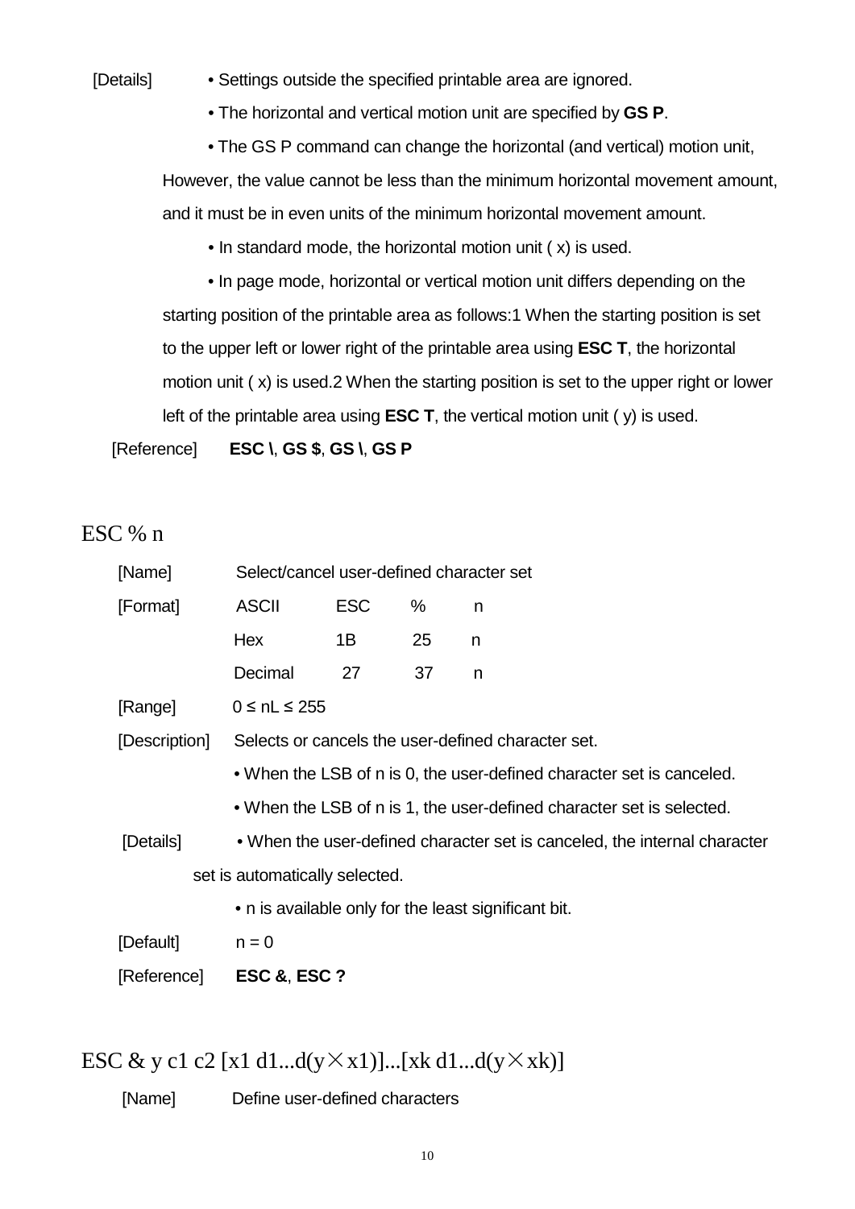[Details] • Settings outside the specified printable area are ignored.

• The horizontal and vertical motion unit are specified by **GS P**.

• The GS P command can change the horizontal (and vertical) motion unit, However, the value cannot be less than the minimum horizontal movement amount, and it must be in even units of the minimum horizontal movement amount.

• In standard mode, the horizontal motion unit ( x) is used.

• In page mode, horizontal or vertical motion unit differs depending on the starting position of the printable area as follows:1 When the starting position is set to the upper left or lower right of the printable area using **ESC T**, the horizontal motion unit ( x) is used.2 When the starting position is set to the upper right or lower left of the printable area using **ESC T**, the vertical motion unit ( y) is used.

[Reference] **ESC \**, **GS $**, **GS \**, **GS P**

## ESC % n

[Name] Select/cancel user-defined character set

[Format]

| ASCII | ESC | % | n |
|---|---|---|---|
| Hex | 1B | 25 | n |
| Decimal | 27 | 37 | n |

[Range] 0 ≤ nL ≤ 255

[Description] Selects or cancels the user-defined character set.

• When the LSB of n is 0, the user-defined character set is canceled.

• When the LSB of n is 1, the user-defined character set is selected.

[Details] • When the user-defined character set is canceled, the internal character set is automatically selected.

• n is available only for the least significant bit.

[Default] n = 0

[Reference] **ESC &**, **ESC ?**

## ESC & y c1 c2 [x1 d1...d(y×x1)]...[xk d1...d(y×xk)]

[Name] Define user-defined characters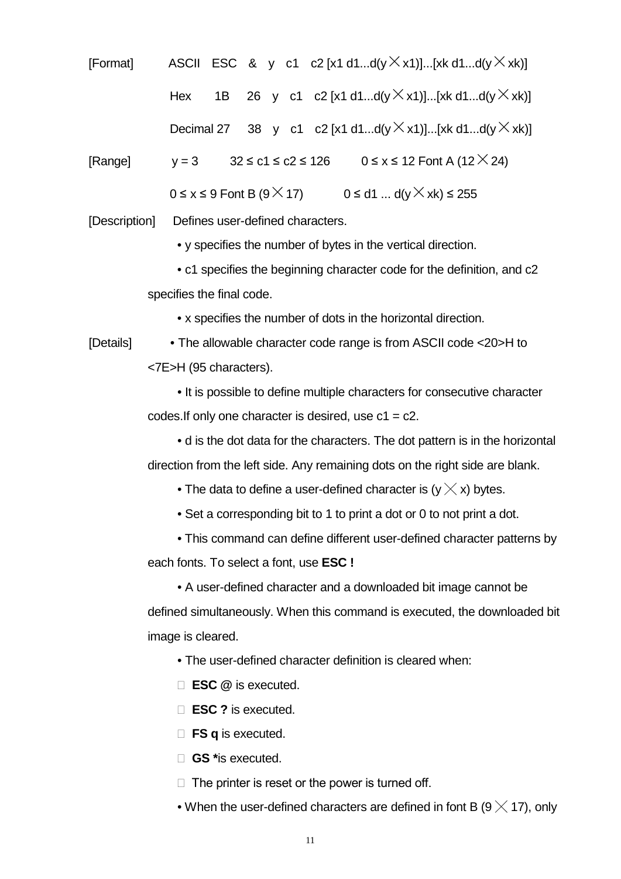[Format] ASCII ESC & y c1 c2 [x1 d1...d(y×x1)]...[xk d1...d(y×xk)]

Hex 1B 26 y c1 c2 [x1 d1...d(y×x1)]...[xk d1...d(y×xk)]

Decimal 27 38 y c1 c2 [x1 d1...d(y×x1)]...[xk d1...d(y×xk)]

[Range] y = 3 32 ≤ c1 ≤ c2 ≤ 126 0 ≤ x ≤ 12 Font A (12×24)

0 ≤ x ≤ 9 Font B (9×17) 0 ≤ d1 ... d(y×xk) ≤ 255

[Description] Defines user-defined characters.

- y specifies the number of bytes in the vertical direction.
- c1 specifies the beginning character code for the definition, and c2 specifies the final code.
- x specifies the number of dots in the horizontal direction.

[Details]

- The allowable character code range is from ASCII code <20>H to <7E>H (95 characters).
- It is possible to define multiple characters for consecutive character codes.If only one character is desired, use c1 = c2.
- d is the dot data for the characters. The dot pattern is in the horizontal direction from the left side. Any remaining dots on the right side are blank.
- The data to define a user-defined character is (y×x) bytes.
- Set a corresponding bit to 1 to print a dot or 0 to not print a dot.
- This command can define different user-defined character patterns by each fonts. To select a font, use **ESC !**
- A user-defined character and a downloaded bit image cannot be defined simultaneously. When this command is executed, the downloaded bit image is cleared.
- The user-defined character definition is cleared when:
  - **ESC @** is executed.
  - **ESC ?** is executed.
  - **FS q** is executed.
  - **GS \***is executed.
  - The printer is reset or the power is turned off.
- When the user-defined characters are defined in font B (9×17), only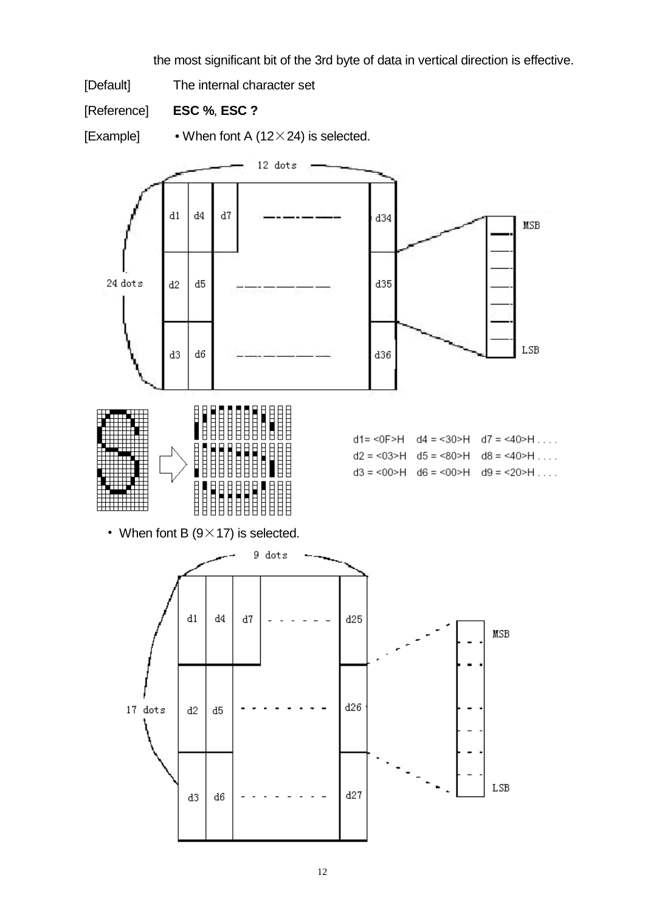the most significant bit of the 3rd byte of data in vertical direction is effective.

[Default] The internal character set

[Reference] **ESC %**, **ESC ?**

[Example] • When font A (12×24) is selected.

d1= <0F>H d4 = <30>H d7 = <40>H . . . .
d2 = <03>H d5 = <80>H d8 = <40>H . . . .
d3 = <00>H d6 = <00>H d9 = <20>H . . . .

・When font B (9×17) is selected.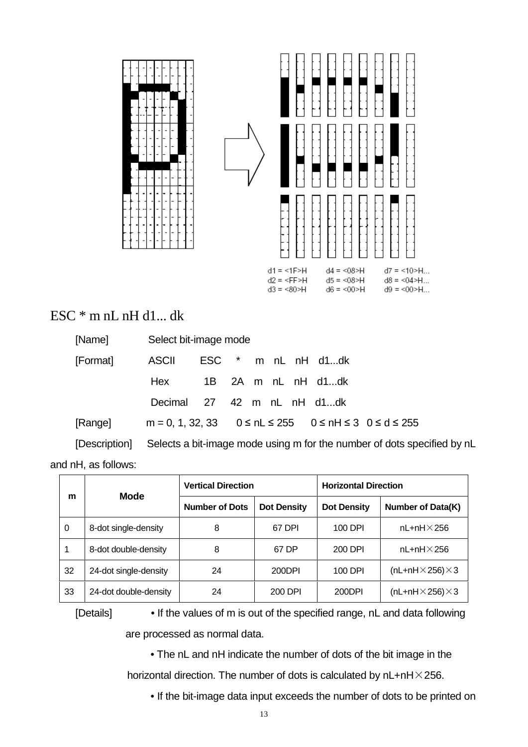d1 = <1F>H　　d4 = <08>H　　d7 = <10>H...
d2 = <FF>H　　d5 = <08>H　　d8 = <04>H...
d3 = <80>H　　d6 = <00>H　　d9 = <00>H...

## ESC * m nL nH d1... dk

[Name] Select bit-image mode

[Format] ASCII ESC * m nL nH d1...dk

Hex 1B 2A m nL nH d1...dk

Decimal 27 42 m nL nH d1...dk

[Range] m = 0, 1, 32, 33 　 0 ≤ nL ≤ 255 　 0 ≤ nH ≤ 3 　 0 ≤ d ≤ 255

[Description] Selects a bit-image mode using m for the number of dots specified by nL and nH, as follows:

| m | Mode | Vertical Direction | | Horizontal Direction | |
|---|---|---|---|---|---|
| | | Number of Dots | Dot Density | Dot Density | Number of Data(K) |
| 0 | 8-dot single-density | 8 | 67 DPI | 100 DPI | nL+nH×256 |
| 1 | 8-dot double-density | 8 | 67 DP | 200 DPI | nL+nH×256 |
| 32 | 24-dot single-density | 24 | 200DPI | 100 DPI | (nL+nH×256)×3 |
| 33 | 24-dot double-density | 24 | 200 DPI | 200DPI | (nL+nH×256)×3 |

[Details]

• If the values of m is out of the specified range, nL and data following are processed as normal data.

• The nL and nH indicate the number of dots of the bit image in the horizontal direction. The number of dots is calculated by nL+nH×256.

• If the bit-image data input exceeds the number of dots to be printed on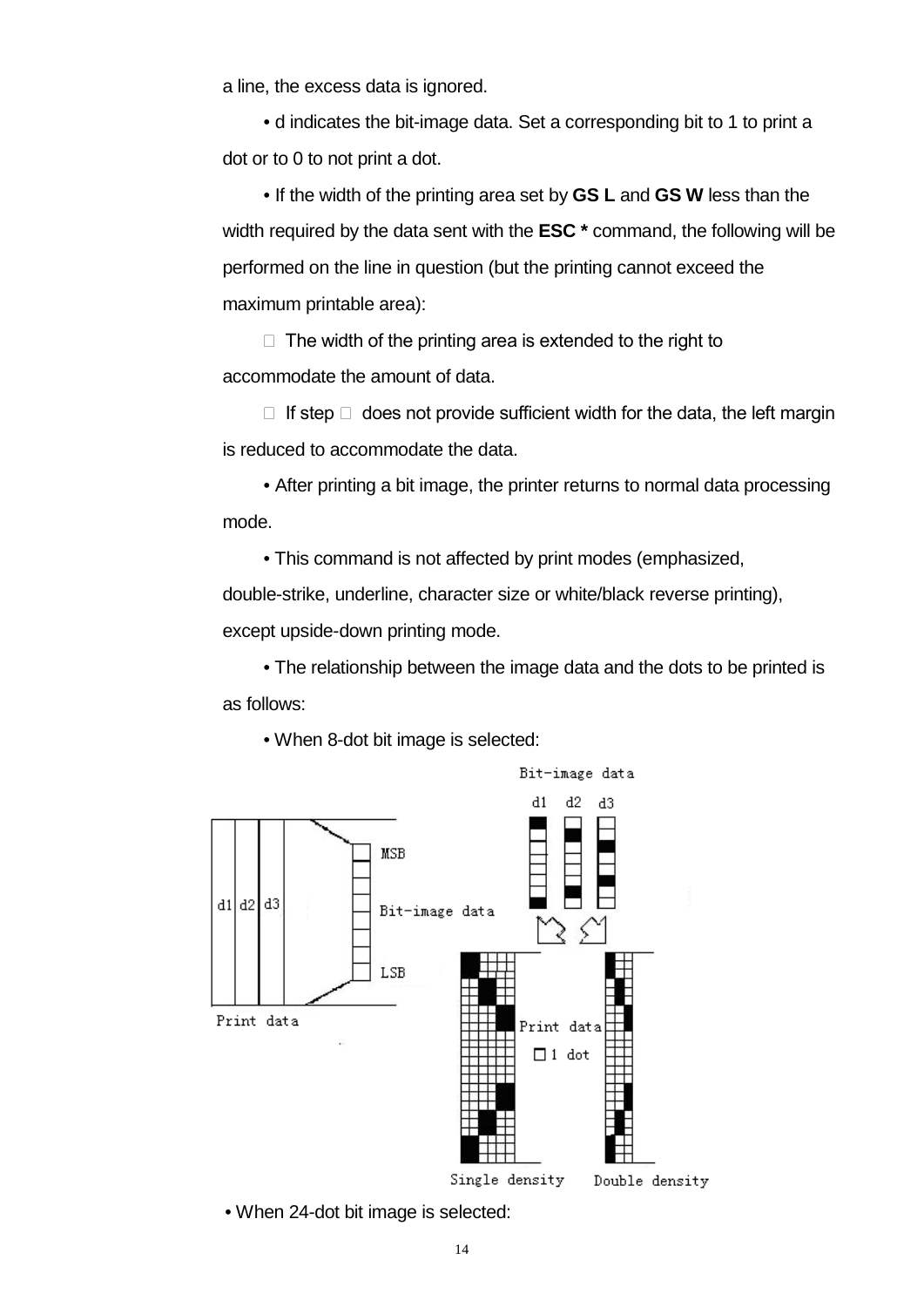a line, the excess data is ignored.

• d indicates the bit-image data. Set a corresponding bit to 1 to print a dot or to 0 to not print a dot.

• If the width of the printing area set by **GS L** and **GS W** less than the width required by the data sent with the **ESC *** command, the following will be performed on the line in question (but the printing cannot exceed the maximum printable area):

 The width of the printing area is extended to the right to accommodate the amount of data.

 If step  does not provide sufficient width for the data, the left margin is reduced to accommodate the data.

• After printing a bit image, the printer returns to normal data processing mode.

• This command is not affected by print modes (emphasized, double-strike, underline, character size or white/black reverse printing), except upside-down printing mode.

• The relationship between the image data and the dots to be printed is as follows:

• When 8-dot bit image is selected:

Bit-image data

d1 d2 d3

MSB

Bit-image data

LSB

Print data

Print data

1 dot

Single density

Double density

• When 24-dot bit image is selected: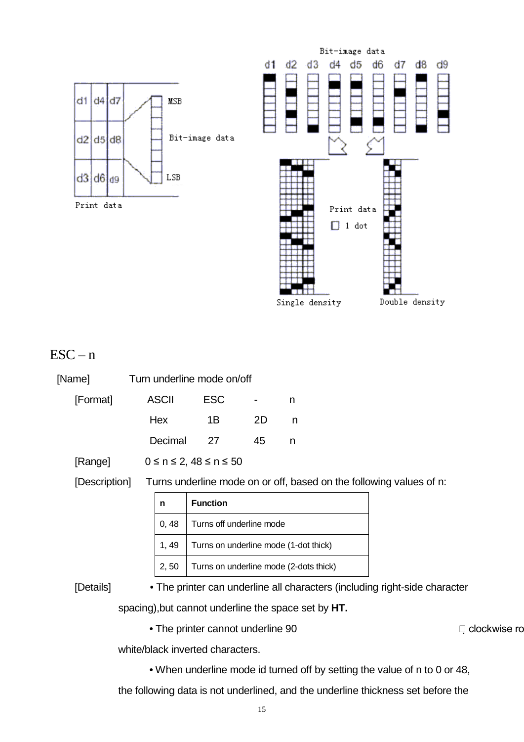## ESC – n

[Name] Turn underline mode on/off

[Format] ASCII ESC - n

Hex 1B 2D n

Decimal 27 45 n

[Range] 0 ≤ n ≤ 2, 48 ≤ n ≤ 50

[Description] Turns underline mode on or off, based on the following values of n:

| n | Function |
|---|---|
| 0, 48 | Turns off underline mode |
| 1, 49 | Turns on underline mode (1-dot thick) |
| 2, 50 | Turns on underline mode (2-dots thick) |

[Details] • The printer can underline all characters (including right-side character spacing),but cannot underline the space set by **HT.**

• The printer cannot underline 90 clockwise ro white/black inverted characters.

• When underline mode id turned off by setting the value of n to 0 or 48, the following data is not underlined, and the underline thickness set before the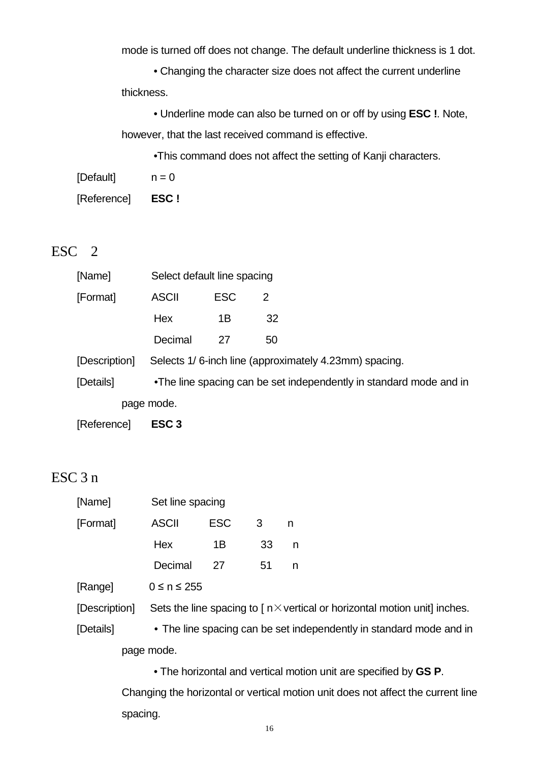mode is turned off does not change. The default underline thickness is 1 dot.

• Changing the character size does not affect the current underline thickness.

• Underline mode can also be turned on or off by using **ESC !**. Note, however, that the last received command is effective.

•This command does not affect the setting of Kanji characters.

[Default] n = 0

[Reference] **ESC !**

## ESC 2

[Name] Select default line spacing

[Format]

| | | |
|---|---|---|
| ASCII | ESC | 2 |
| Hex | 1B | 32 |
| Decimal | 27 | 50 |

[Description] Selects 1/ 6-inch line (approximately 4.23mm) spacing.

[Details] •The line spacing can be set independently in standard mode and in page mode.

[Reference] **ESC 3**

## ESC 3 n

[Name] Set line spacing

[Format]

| | | | |
|---|---|---|---|
| ASCII | ESC | 3 | n |
| Hex | 1B | 33 | n |
| Decimal | 27 | 51 | n |

[Range] $0 \leq n \leq 255$

[Description] Sets the line spacing to [ n×vertical or horizontal motion unit] inches.

[Details] • The line spacing can be set independently in standard mode and in page mode.

• The horizontal and vertical motion unit are specified by **GS P**. Changing the horizontal or vertical motion unit does not affect the current line spacing.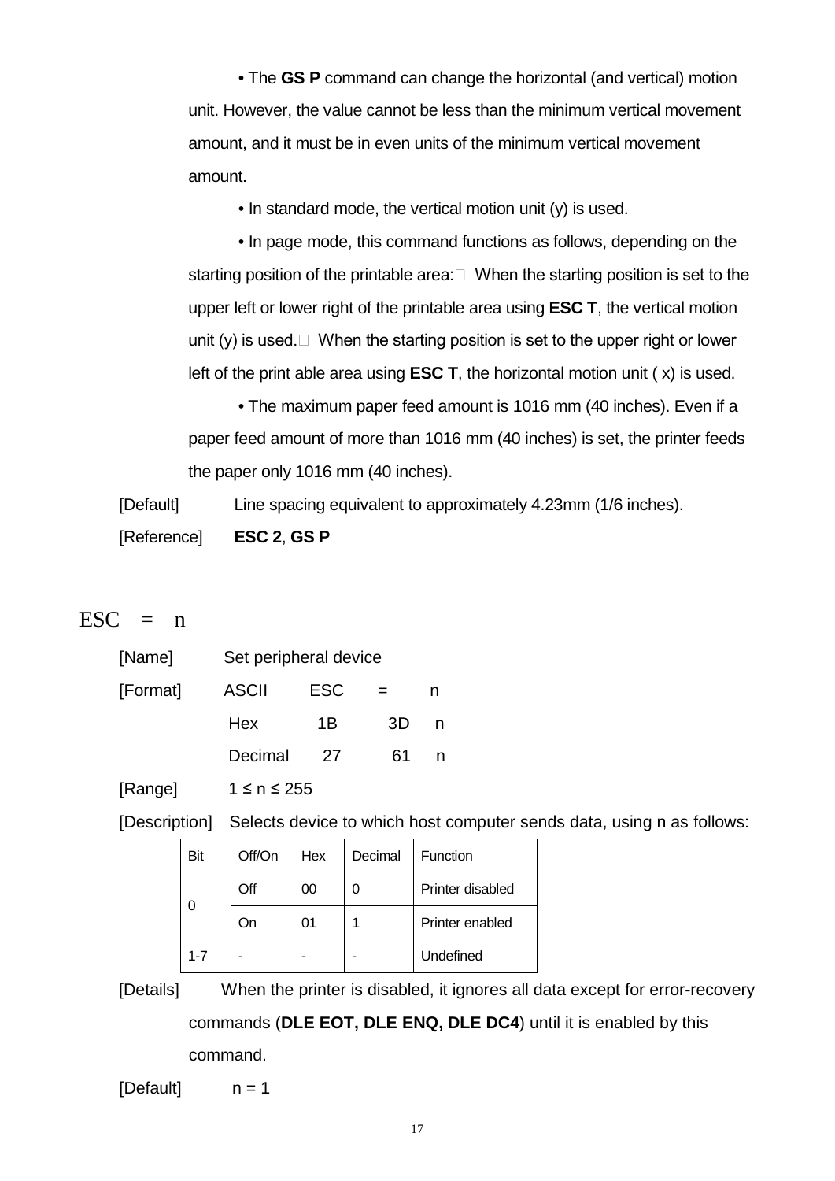• The **GS P** command can change the horizontal (and vertical) motion unit. However, the value cannot be less than the minimum vertical movement amount, and it must be in even units of the minimum vertical movement amount.

• In standard mode, the vertical motion unit (y) is used.

• In page mode, this command functions as follows, depending on the starting position of the printable area: When the starting position is set to the upper left or lower right of the printable area using **ESC T**, the vertical motion unit (y) is used. When the starting position is set to the upper right or lower left of the print able area using **ESC T**, the horizontal motion unit ( x) is used.

• The maximum paper feed amount is 1016 mm (40 inches). Even if a paper feed amount of more than 1016 mm (40 inches) is set, the printer feeds the paper only 1016 mm (40 inches).

[Default] Line spacing equivalent to approximately 4.23mm (1/6 inches).

[Reference] **ESC 2**, **GS P**

## ESC = n

[Name] Set peripheral device

[Format] ASCII ESC = n

Hex 1B 3D n

Decimal 27 61 n

[Range] 1 ≤ n ≤ 255

[Description] Selects device to which host computer sends data, using n as follows:

| Bit | Off/On | Hex | Decimal | Function |
|---|---|---|---|---|
| 0 | Off | 00 | 0 | Printer disabled |
| | On | 01 | 1 | Printer enabled |
| 1-7 | - | - | - | Undefined |

[Details] When the printer is disabled, it ignores all data except for error-recovery commands (**DLE EOT, DLE ENQ, DLE DC4**) until it is enabled by this command.

[Default] n = 1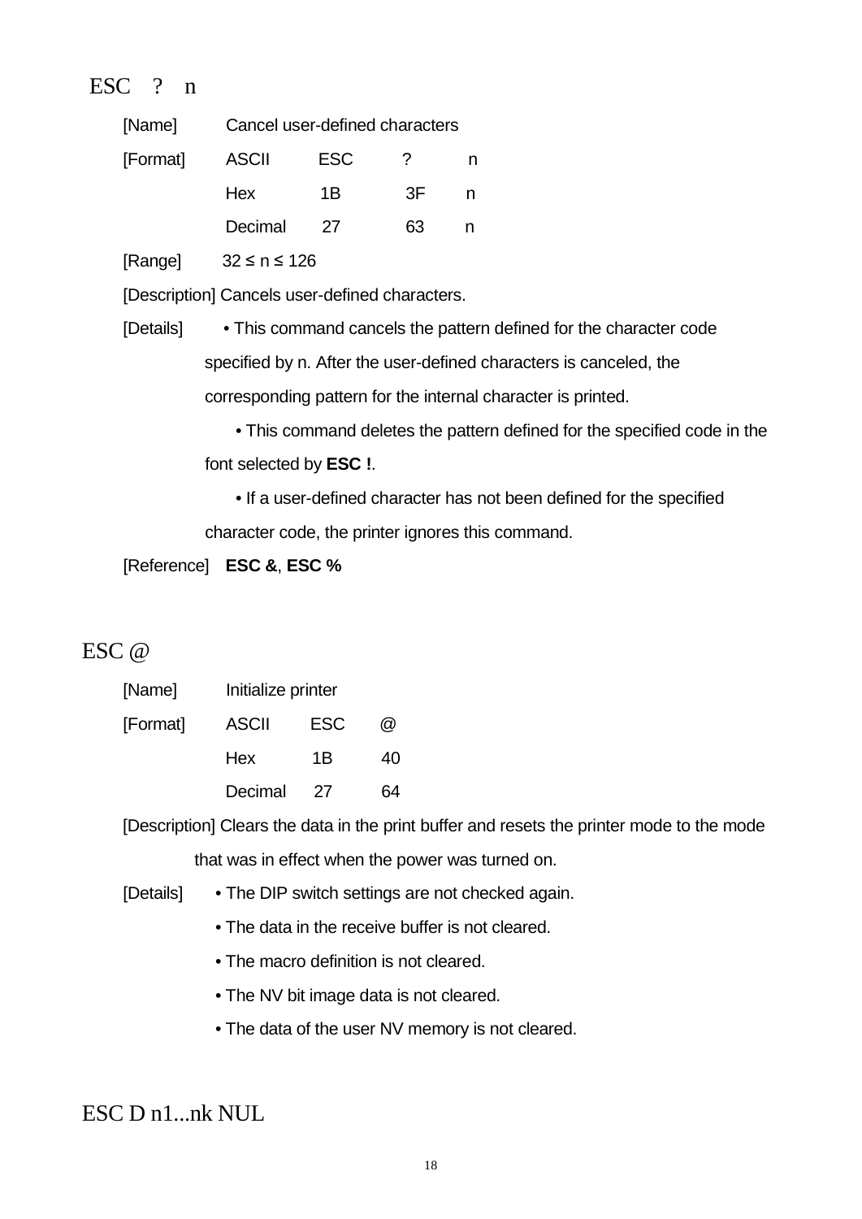## ESC ? n

[Name] Cancel user-defined characters

[Format]

| | | | |
|---|---|---|---|
| ASCII | ESC | ? | n |
| Hex | 1B | 3F | n |
| Decimal | 27 | 63 | n |

[Range] 32 ≤ n ≤ 126

[Description] Cancels user-defined characters.

[Details]

- This command cancels the pattern defined for the character code specified by n. After the user-defined characters is canceled, the corresponding pattern for the internal character is printed.
- This command deletes the pattern defined for the specified code in the font selected by **ESC !**.
- If a user-defined character has not been defined for the specified character code, the printer ignores this command.

[Reference] **ESC &**, **ESC %**

## ESC @

[Name] Initialize printer

[Format]

| | | |
|---|---|---|
| ASCII | ESC | @ |
| Hex | 1B | 40 |
| Decimal | 27 | 64 |

[Description] Clears the data in the print buffer and resets the printer mode to the mode that was in effect when the power was turned on.

[Details]

- The DIP switch settings are not checked again.
- The data in the receive buffer is not cleared.
- The macro definition is not cleared.
- The NV bit image data is not cleared.
- The data of the user NV memory is not cleared.

## ESC D n1...nk NUL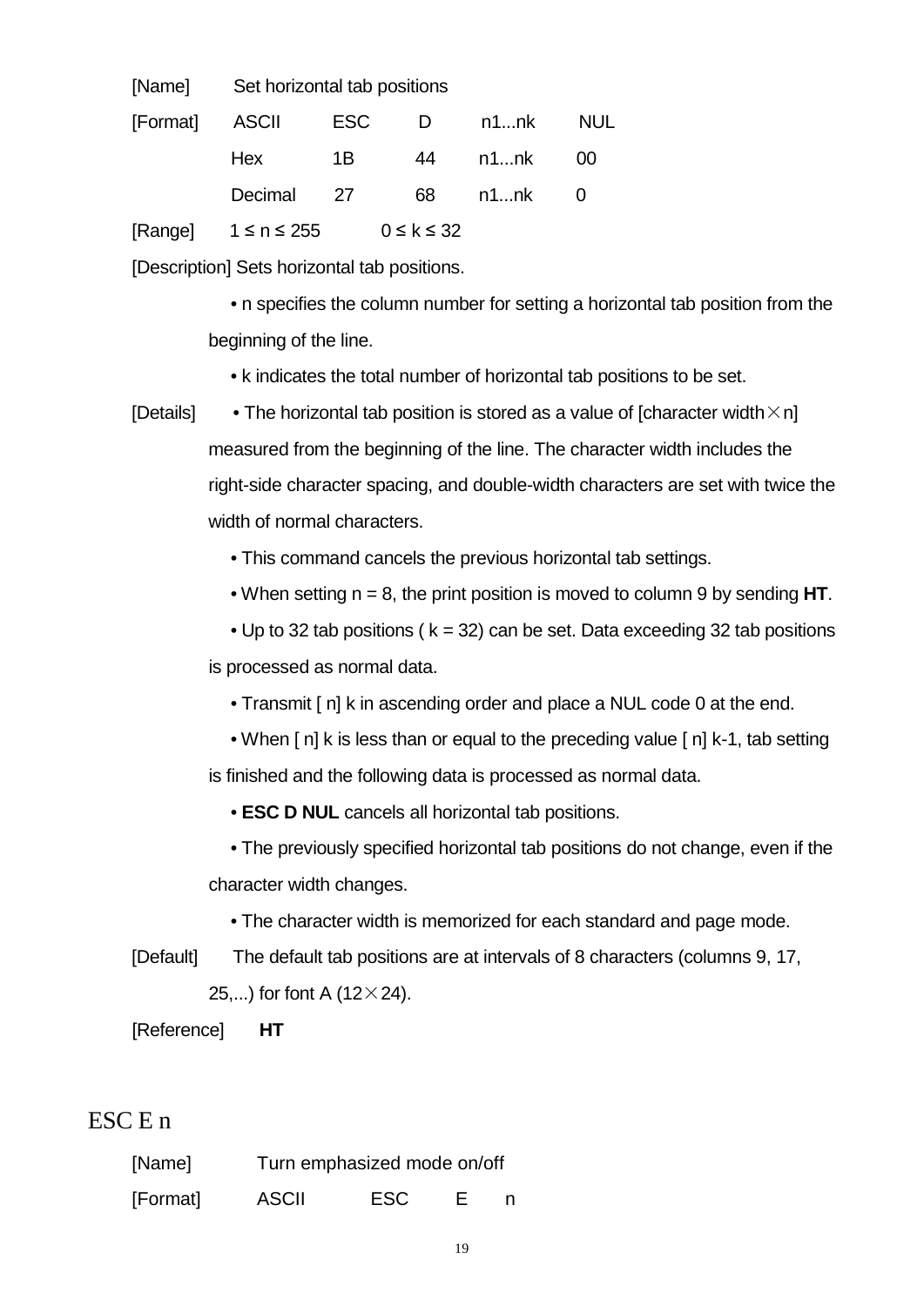[Name] Set horizontal tab positions

| [Format] | ASCII | ESC | D | n1...nk | NUL |
|---|---|---|---|---|---|
| | Hex | 1B | 44 | n1...nk | 00 |
| | Decimal | 27 | 68 | n1...nk | 0 |

[Range] 1 ≤ n ≤ 255 0 ≤ k ≤ 32

[Description] Sets horizontal tab positions.

- n specifies the column number for setting a horizontal tab position from the beginning of the line.
- k indicates the total number of horizontal tab positions to be set.

[Details]

- The horizontal tab position is stored as a value of [character width × n] measured from the beginning of the line. The character width includes the right-side character spacing, and double-width characters are set with twice the width of normal characters.
- This command cancels the previous horizontal tab settings.
- When setting n = 8, the print position is moved to column 9 by sending **HT**.
- Up to 32 tab positions ( k = 32) can be set. Data exceeding 32 tab positions is processed as normal data.
- Transmit [ n] k in ascending order and place a NUL code 0 at the end.
- When [ n] k is less than or equal to the preceding value [ n] k-1, tab setting is finished and the following data is processed as normal data.
- **ESC D NUL** cancels all horizontal tab positions.
- The previously specified horizontal tab positions do not change, even if the character width changes.
- The character width is memorized for each standard and page mode.

[Default] The default tab positions are at intervals of 8 characters (columns 9, 17, 25,...) for font A (12×24).

[Reference] **HT**

## ESC E n

[Name] Turn emphasized mode on/off

[Format] ASCII ESC E n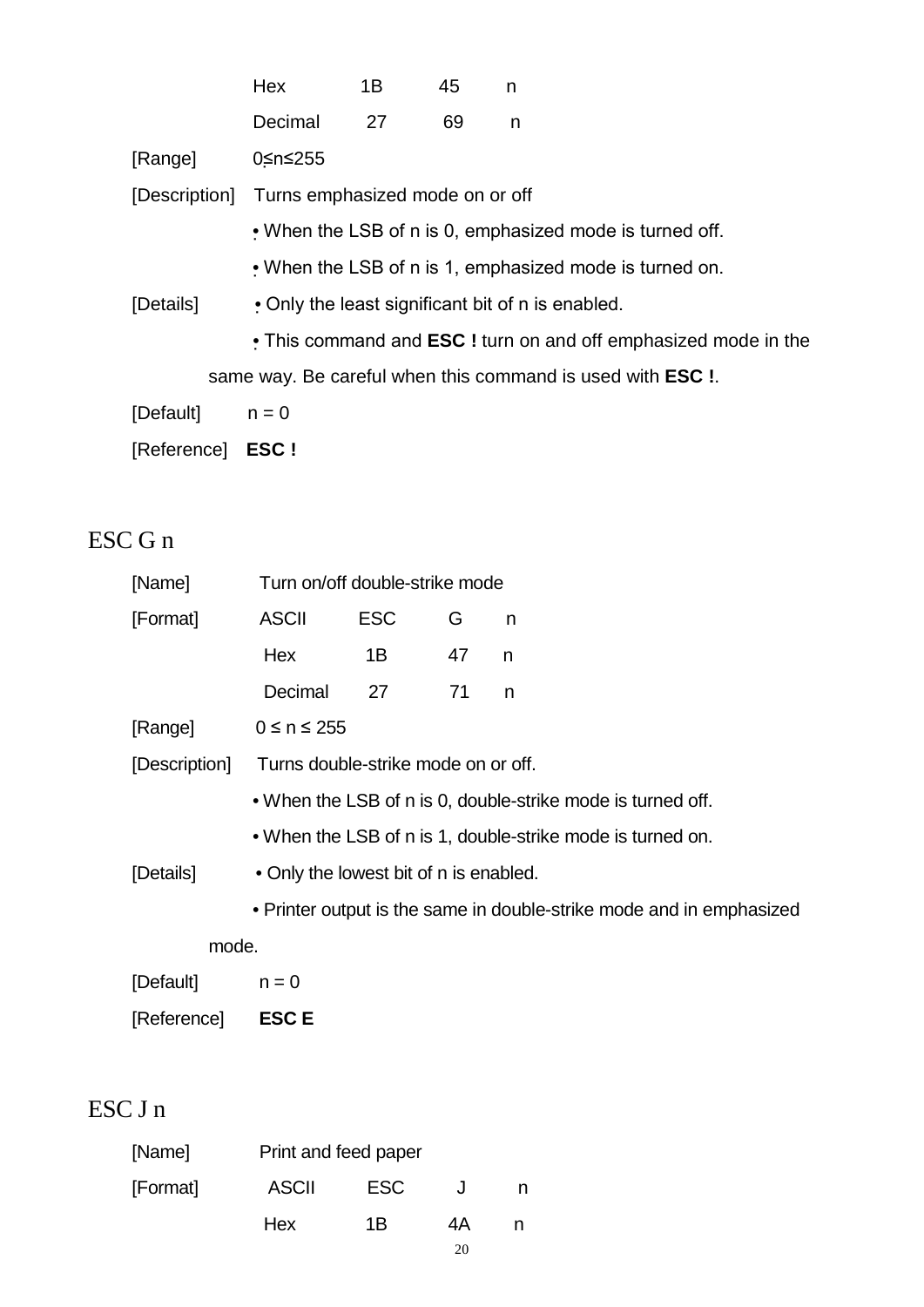| | Hex | 1B | 45 | n |
|---|---|---|---|---|
| | Decimal | 27 | 69 | n |

[Range] $0 \leq n \leq 255$

[Description] Turns emphasized mode on or off

• When the LSB of n is 0, emphasized mode is turned off.

• When the LSB of n is 1, emphasized mode is turned on.

[Details] • Only the least significant bit of n is enabled.

• This command and **ESC !** turn on and off emphasized mode in the same way. Be careful when this command is used with **ESC !**.

[Default] n = 0

[Reference] **ESC !**

## ESC G n

[Name] Turn on/off double-strike mode

| [Format] | ASCII | ESC | G | n |
|---|---|---|---|---|
| | Hex | 1B | 47 | n |
| | Decimal | 27 | 71 | n |

[Range] $0 \leq n \leq 255$

[Description] Turns double-strike mode on or off.

• When the LSB of n is 0, double-strike mode is turned off.

• When the LSB of n is 1, double-strike mode is turned on.

[Details] • Only the lowest bit of n is enabled.

• Printer output is the same in double-strike mode and in emphasized mode.

[Default] n = 0

[Reference] **ESC E**

## ESC J n

[Name] Print and feed paper

| [Format] | ASCII | ESC | J | n |
|---|---|---|---|---|
| | Hex | 1B | 4A | n |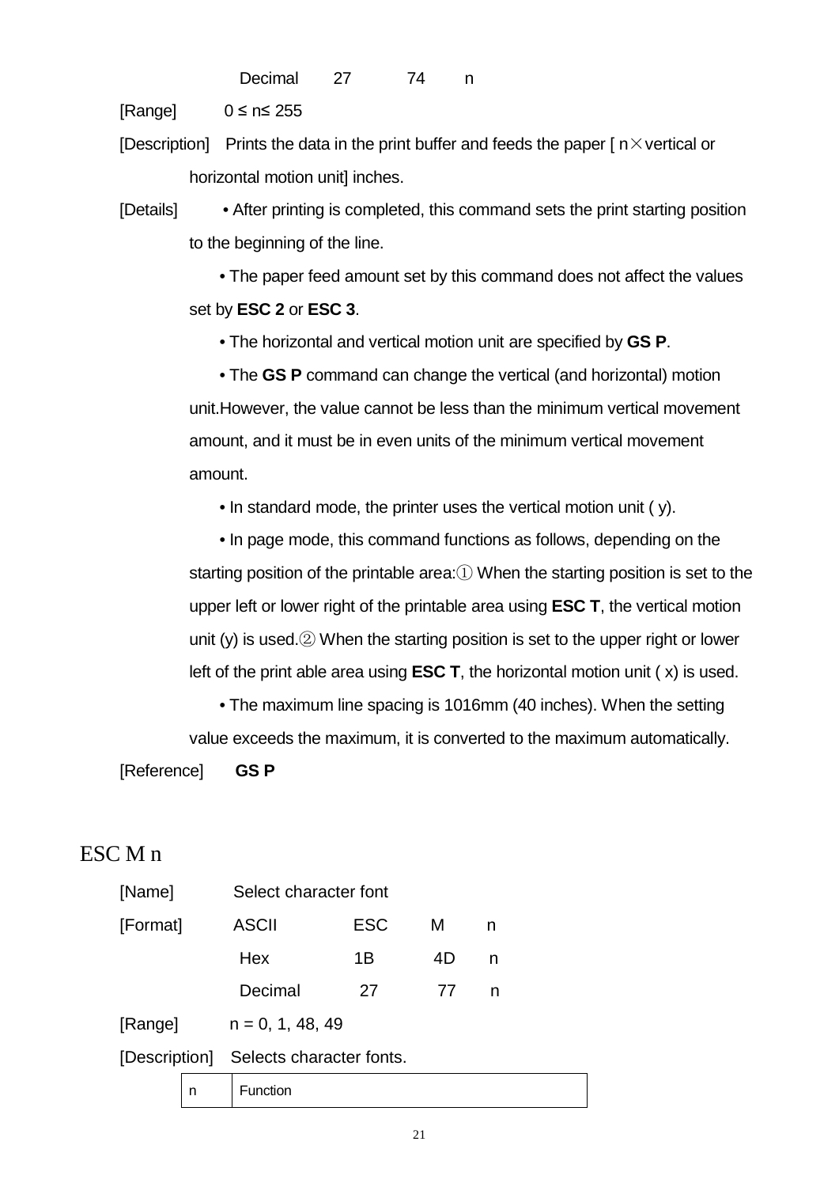| | Decimal | 27 | 74 | n |
|---|---|---|---|---|

[Range] 0 ≤ n≤ 255

[Description] Prints the data in the print buffer and feeds the paper [ n×vertical or horizontal motion unit] inches.

[Details] • After printing is completed, this command sets the print starting position to the beginning of the line.

• The paper feed amount set by this command does not affect the values set by **ESC 2** or **ESC 3**.

• The horizontal and vertical motion unit are specified by **GS P**.

• The **GS P** command can change the vertical (and horizontal) motion unit.However, the value cannot be less than the minimum vertical movement amount, and it must be in even units of the minimum vertical movement amount.

• In standard mode, the printer uses the vertical motion unit ( y).

• In page mode, this command functions as follows, depending on the starting position of the printable area:① When the starting position is set to the upper left or lower right of the printable area using **ESC T**, the vertical motion unit (y) is used.② When the starting position is set to the upper right or lower left of the print able area using **ESC T**, the horizontal motion unit ( x) is used.

• The maximum line spacing is 1016mm (40 inches). When the setting value exceeds the maximum, it is converted to the maximum automatically.

[Reference] **GS P**

## ESC M n

[Name] Select character font

| [Format] | ASCII | ESC | M | n |
|---|---|---|---|---|
| | Hex | 1B | 4D | n |
| | Decimal | 27 | 77 | n |

[Range] n = 0, 1, 48, 49

[Description] Selects character fonts.

| n | Function |
|---|---|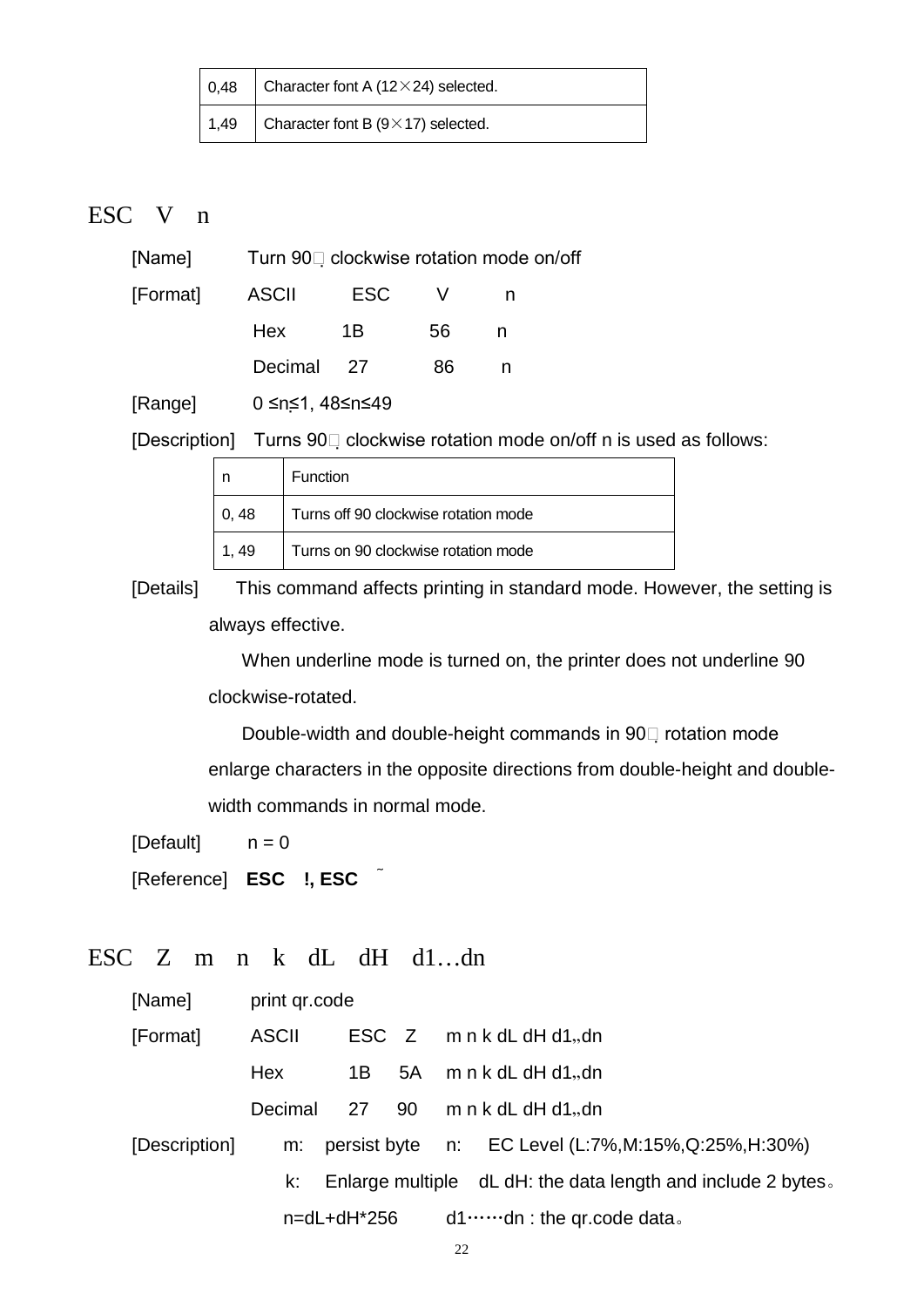| 0,48 | Character font A (12×24) selected. |
|---|---|
| 1,49 | Character font B (9×17) selected. |

## ESC V n

[Name] Turn 90° clockwise rotation mode on/off

[Format] ASCII ESC V n

Hex 1B 56 n

Decimal 27 86 n

[Range] 0 ≤n≤1, 48≤n≤49

[Description] Turns 90° clockwise rotation mode on/off n is used as follows:

| n | Function |
|---|---|
| 0, 48 | Turns off 90 clockwise rotation mode |
| 1, 49 | Turns on 90 clockwise rotation mode |

[Details] This command affects printing in standard mode. However, the setting is always effective.

When underline mode is turned on, the printer does not underline 90 clockwise-rotated.

Double-width and double-height commands in 90° rotation mode enlarge characters in the opposite directions from double-height and double-width commands in normal mode.

[Default] n = 0

[Reference] **ESC !, ESC ˜**

## ESC Z m n k dL dH d1…dn

[Name] print qr.code

[Format] ASCII ESC Z m n k dL dH d1„dn

Hex 1B 5A m n k dL dH d1„dn

Decimal 27 90 m n k dL dH d1„dn

[Description] m: persist byte n: EC Level (L:7%,M:15%,Q:25%,H:30%)

k: Enlarge multiple dL dH: the data length and include 2 bytes。

n=dL+dH*256 d1……dn : the qr.code data。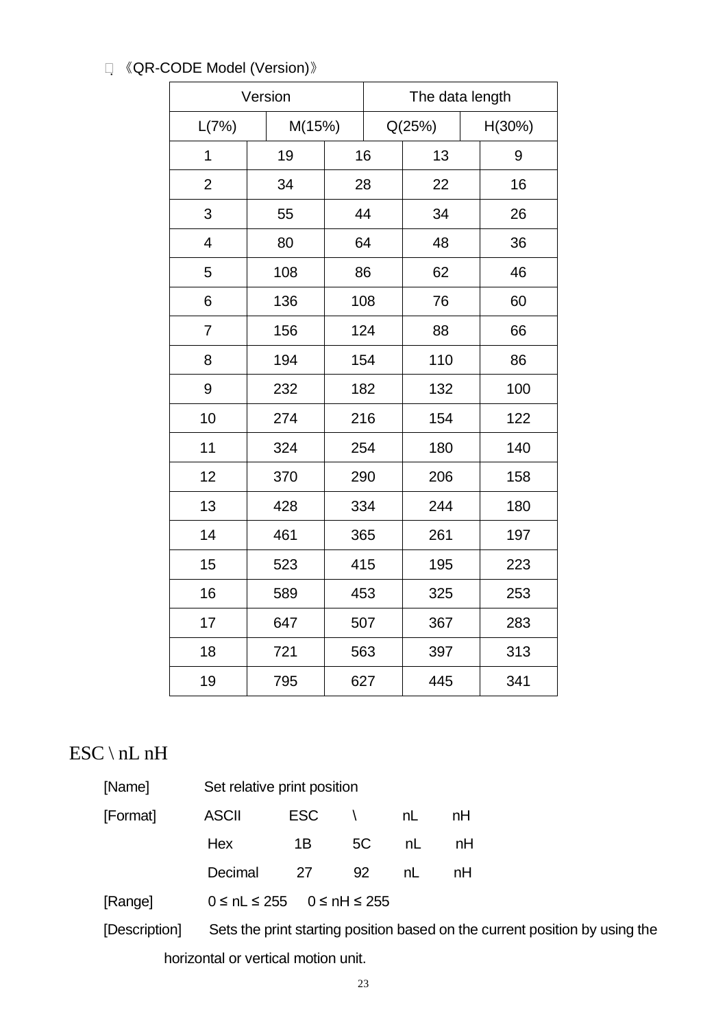《QR-CODE Model (Version)》

| Version | | The data length | | |
|---|---|---|---|---|
| L(7%) | M(15%) | | Q(25%) | H(30%) |
| 1 | 19 | 16 | 13 | 9 |
| 2 | 34 | 28 | 22 | 16 |
| 3 | 55 | 44 | 34 | 26 |
| 4 | 80 | 64 | 48 | 36 |
| 5 | 108 | 86 | 62 | 46 |
| 6 | 136 | 108 | 76 | 60 |
| 7 | 156 | 124 | 88 | 66 |
| 8 | 194 | 154 | 110 | 86 |
| 9 | 232 | 182 | 132 | 100 |
| 10 | 274 | 216 | 154 | 122 |
| 11 | 324 | 254 | 180 | 140 |
| 12 | 370 | 290 | 206 | 158 |
| 13 | 428 | 334 | 244 | 180 |
| 14 | 461 | 365 | 261 | 197 |
| 15 | 523 | 415 | 195 | 223 |
| 16 | 589 | 453 | 325 | 253 |
| 17 | 647 | 507 | 367 | 283 |
| 18 | 721 | 563 | 397 | 313 |
| 19 | 795 | 627 | 445 | 341 |

## ESC \ nL nH

[Name] Set relative print position

[Format]

| | | | | |
|---|---|---|---|---|
| ASCII | ESC | \ | nL | nH |
| Hex | 1B | 5C | nL | nH |
| Decimal | 27 | 92 | nL | nH |

[Range] 0 ≤ nL ≤ 255 0 ≤ nH ≤ 255

[Description] Sets the print starting position based on the current position by using the horizontal or vertical motion unit.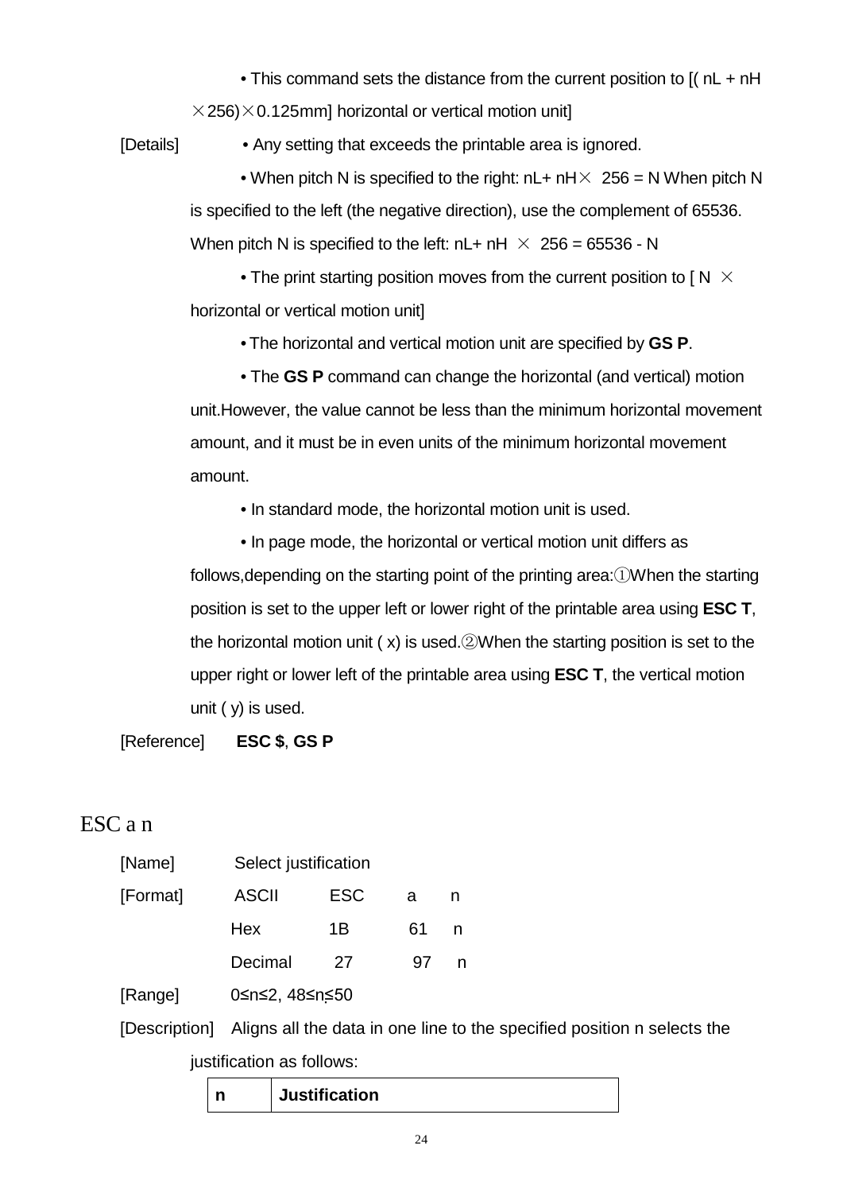• This command sets the distance from the current position to [( nL + nH ×256)×0.125mm] horizontal or vertical motion unit]

[Details] • Any setting that exceeds the printable area is ignored.

• When pitch N is specified to the right: nL+ nH× 256 = N When pitch N is specified to the left (the negative direction), use the complement of 65536. When pitch N is specified to the left: nL+ nH × 256 = 65536 - N

• The print starting position moves from the current position to [ N × horizontal or vertical motion unit]

• The horizontal and vertical motion unit are specified by **GS P**.

• The **GS P** command can change the horizontal (and vertical) motion unit.However, the value cannot be less than the minimum horizontal movement amount, and it must be in even units of the minimum horizontal movement amount.

• In standard mode, the horizontal motion unit is used.

• In page mode, the horizontal or vertical motion unit differs as follows,depending on the starting point of the printing area:①When the starting position is set to the upper left or lower right of the printable area using **ESC T**, the horizontal motion unit ( x) is used.②When the starting position is set to the upper right or lower left of the printable area using **ESC T**, the vertical motion unit ( y) is used.

[Reference] **ESC $**, **GS P**

## ESC a n

[Name] Select justification

| [Format] | ASCII | ESC | a | n |
|---|---|---|---|---|
| | Hex | 1B | 61 | n |
| | Decimal | 27 | 97 | n |

[Range] 0≤n≤2, 48≤n≤50

[Description] Aligns all the data in one line to the specified position n selects the justification as follows:

| n | Justification |
|---|---|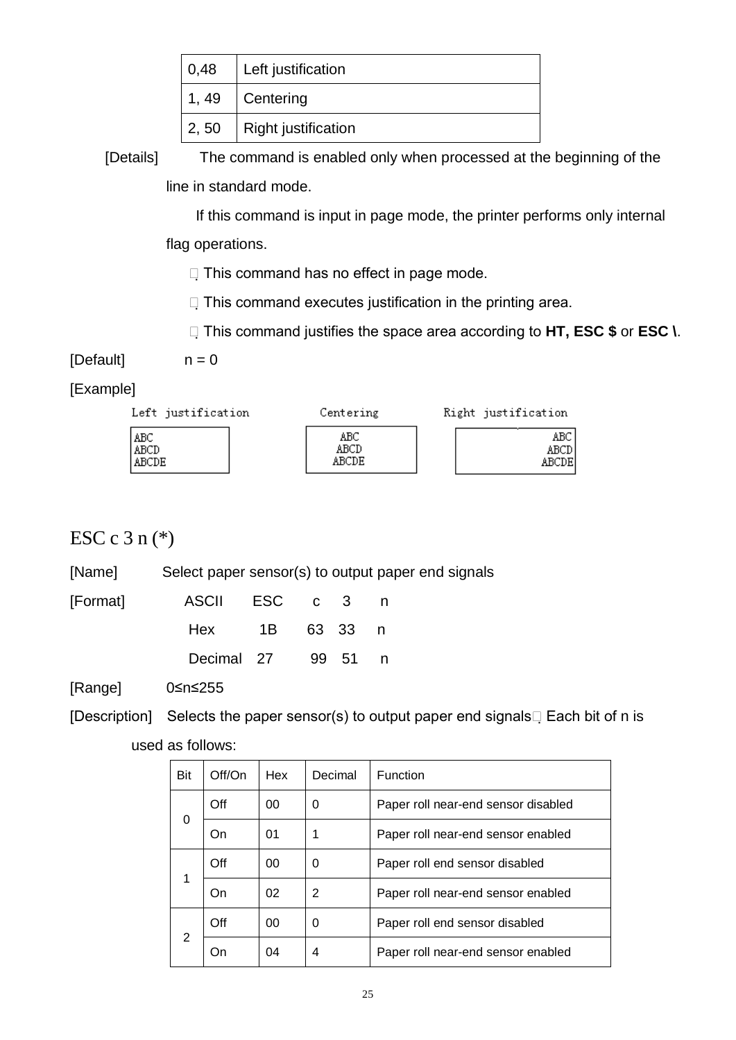| 0,48 | Left justification |
|---|---|
| 1, 49 | Centering |
| 2, 50 | Right justification |

[Details] The command is enabled only when processed at the beginning of the line in standard mode.

If this command is input in page mode, the printer performs only internal flag operations.

. This command has no effect in page mode.

. This command executes justification in the printing area.

. This command justifies the space area according to **HT, ESC $** or **ESC \**.

[Default] n = 0

[Example]

```
Left justification        Centering        Right justification
ABC                          ABC                           ABC
ABCD                         ABCD                         ABCD
ABCDE                        ABCDE                       ABCDE
```

## ESC c 3 n (*)

[Name] Select paper sensor(s) to output paper end signals

[Format] ASCII ESC c 3 n

Hex 1B 63 33 n

Decimal 27 99 51 n

[Range] 0≤n≤255

[Description] Selects the paper sensor(s) to output paper end signals. Each bit of n is used as follows:

| Bit | Off/On | Hex | Decimal | Function |
|---|---|---|---|---|
| 0 | Off | 00 | 0 | Paper roll near-end sensor disabled |
| | On | 01 | 1 | Paper roll near-end sensor enabled |
| 1 | Off | 00 | 0 | Paper roll end sensor disabled |
| | On | 02 | 2 | Paper roll near-end sensor enabled |
| 2 | Off | 00 | 0 | Paper roll end sensor disabled |
| | On | 04 | 4 | Paper roll near-end sensor enabled |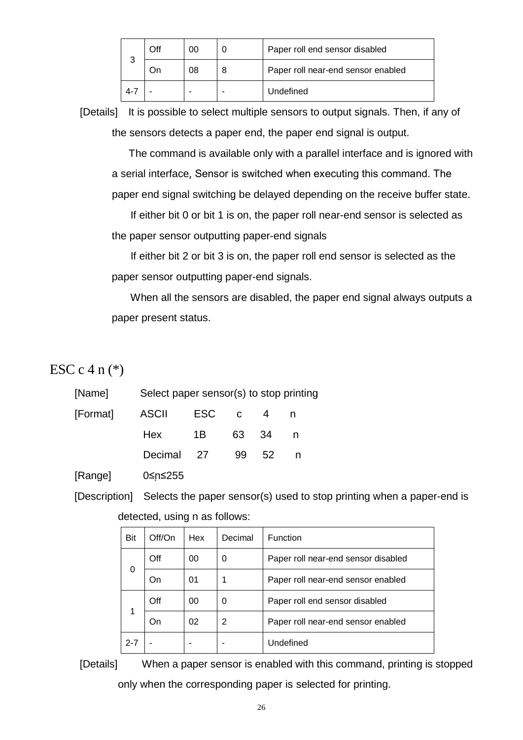| 3 | Off | 00 | 0 | Paper roll end sensor disabled |
|---|---|---|---|---|
|  | On | 08 | 8 | Paper roll near-end sensor enabled |
| 4-7 | - | - | - | Undefined |

[Details] It is possible to select multiple sensors to output signals. Then, if any of the sensors detects a paper end, the paper end signal is output.

The command is available only with a parallel interface and is ignored with a serial interface, Sensor is switched when executing this command. The paper end signal switching be delayed depending on the receive buffer state.

If either bit 0 or bit 1 is on, the paper roll near-end sensor is selected as the paper sensor outputting paper-end signals

If either bit 2 or bit 3 is on, the paper roll end sensor is selected as the paper sensor outputting paper-end signals.

When all the sensors are disabled, the paper end signal always outputs a paper present status.

## ESC c 4 n (*)

[Name] Select paper sensor(s) to stop printing

[Format] ASCII ESC c 4 n

Hex 1B 63 34 n

Decimal 27 99 52 n

[Range] 0≤n≤255

[Description] Selects the paper sensor(s) used to stop printing when a paper-end is detected, using n as follows:

| Bit | Off/On | Hex | Decimal | Function |
|---|---|---|---|---|
| 0 | Off | 00 | 0 | Paper roll near-end sensor disabled |
|  | On | 01 | 1 | Paper roll near-end sensor enabled |
| 1 | Off | 00 | 0 | Paper roll end sensor disabled |
|  | On | 02 | 2 | Paper roll near-end sensor enabled |
| 2-7 | - | - | - | Undefined |

[Details] When a paper sensor is enabled with this command, printing is stopped only when the corresponding paper is selected for printing.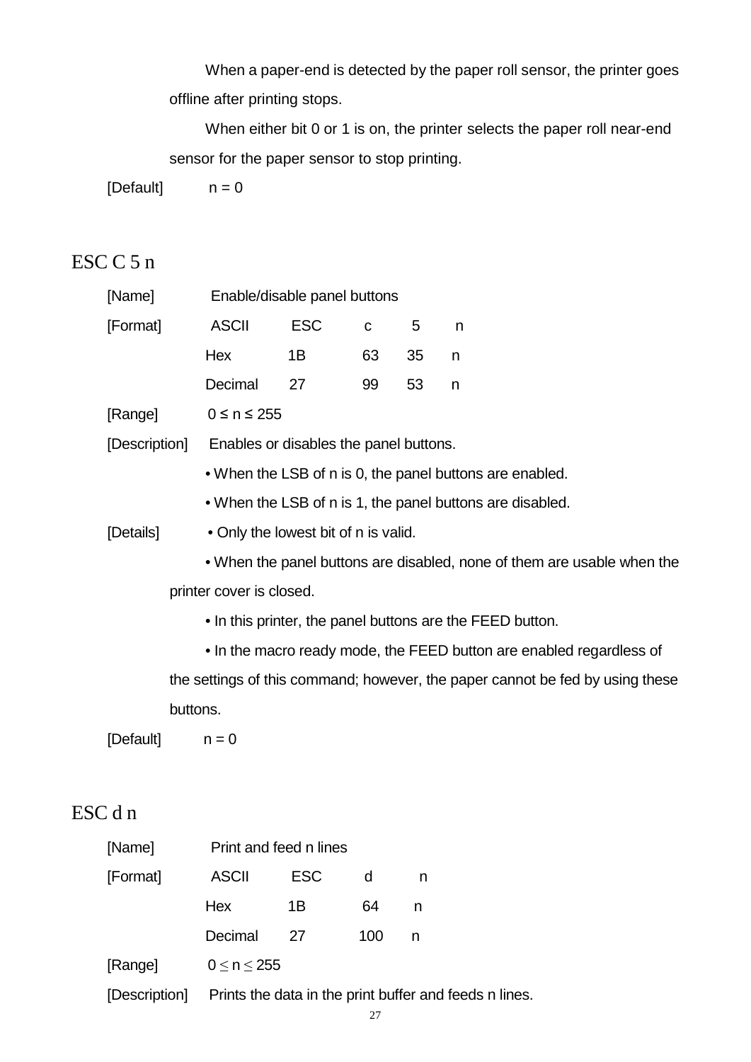When a paper-end is detected by the paper roll sensor, the printer goes offline after printing stops.

When either bit 0 or 1 is on, the printer selects the paper roll near-end sensor for the paper sensor to stop printing.

[Default] n = 0

## ESC C 5 n

[Name] Enable/disable panel buttons

| [Format] | ASCII | ESC | c | 5 | n |
|---|---|---|---|---|---|
| | Hex | 1B | 63 | 35 | n |
| | Decimal | 27 | 99 | 53 | n |

[Range] $0 \leq n \leq 255$

[Description] Enables or disables the panel buttons.

- When the LSB of n is 0, the panel buttons are enabled.
- When the LSB of n is 1, the panel buttons are disabled.

[Details]

- Only the lowest bit of n is valid.
- When the panel buttons are disabled, none of them are usable when the printer cover is closed.
- In this printer, the panel buttons are the FEED button.
- In the macro ready mode, the FEED button are enabled regardless of the settings of this command; however, the paper cannot be fed by using these buttons.

[Default] n = 0

## ESC d n

[Name] Print and feed n lines

| [Format] | ASCII | ESC | d | n |
|---|---|---|---|---|
| | Hex | 1B | 64 | n |
| | Decimal | 27 | 100 | n |

[Range] $0 \leq n \leq 255$

[Description] Prints the data in the print buffer and feeds n lines.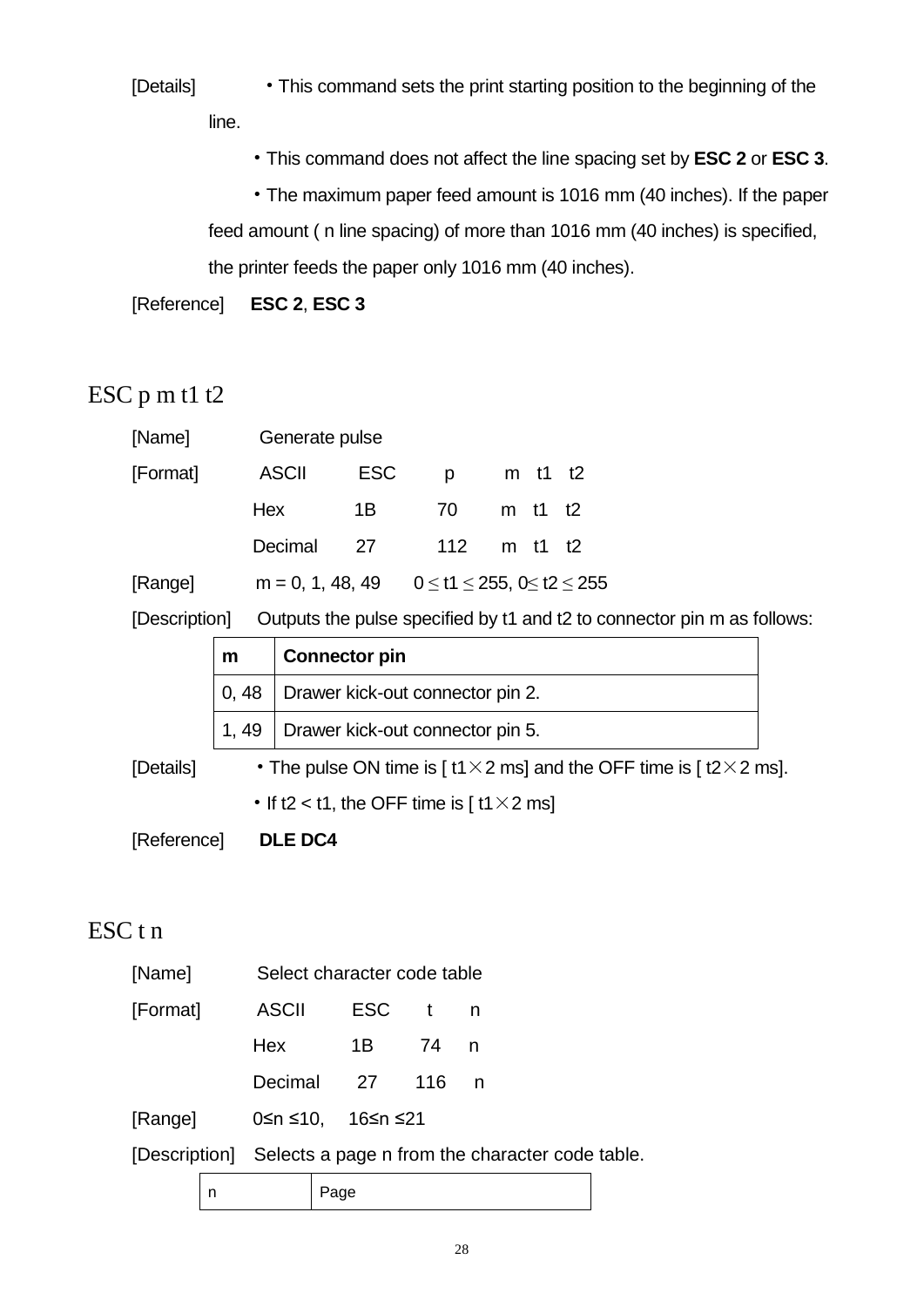[Details] ・This command sets the print starting position to the beginning of the line.

・This command does not affect the line spacing set by **ESC 2** or **ESC 3**.

・The maximum paper feed amount is 1016 mm (40 inches). If the paper feed amount ( n line spacing) of more than 1016 mm (40 inches) is specified, the printer feeds the paper only 1016 mm (40 inches).

[Reference] **ESC 2**, **ESC 3**

## ESC p m t1 t2

[Name] Generate pulse

[Format]

| | | | |
|---|---|---|---|
| ASCII | ESC | p | m t1 t2 |
| Hex | 1B | 70 | m t1 t2 |
| Decimal | 27 | 112 | m t1 t2 |

[Range] m = 0, 1, 48, 49 $0 \leq t1 \leq 255$, $0 \leq t2 \leq 255$

[Description] Outputs the pulse specified by t1 and t2 to connector pin m as follows:

| **m** | **Connector pin** |
|---|---|
| 0, 48 | Drawer kick-out connector pin 2. |
| 1, 49 | Drawer kick-out connector pin 5. |

[Details] ・The pulse ON time is [ t1×2 ms] and the OFF time is [ t2×2 ms].

・If t2 < t1, the OFF time is [ t1×2 ms]

[Reference] **DLE DC4**

## ESC t n

[Name] Select character code table

[Format]

| | | | |
|---|---|---|---|
| ASCII | ESC | t | n |
| Hex | 1B | 74 | n |
| Decimal | 27 | 116 | n |

[Range] $0 \leq n \leq 10$, $16 \leq n \leq 21$

[Description] Selects a page n from the character code table.

| n | Page |
|---|---|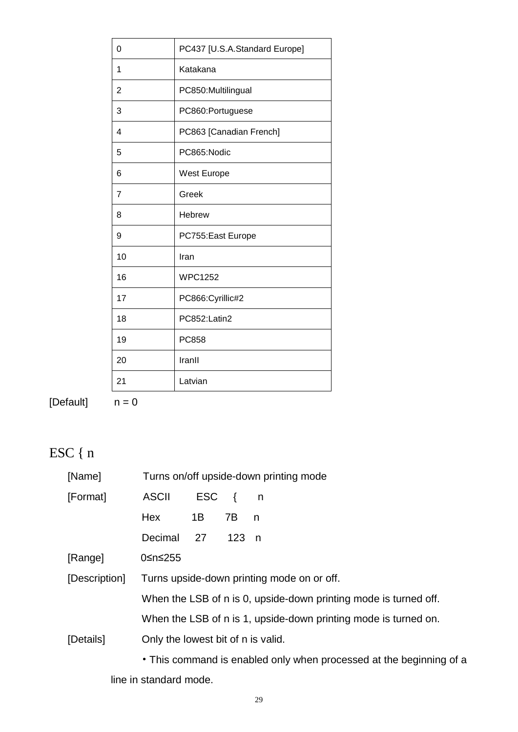| 0 | PC437 [U.S.A.Standard Europe] |
|---|---|
| 1 | Katakana |
| 2 | PC850:Multilingual |
| 3 | PC860:Portuguese |
| 4 | PC863 [Canadian French] |
| 5 | PC865:Nodic |
| 6 | West Europe |
| 7 | Greek |
| 8 | Hebrew |
| 9 | PC755:East Europe |
| 10 | Iran |
| 16 | WPC1252 |
| 17 | PC866:Cyrillic#2 |
| 18 | PC852:Latin2 |
| 19 | PC858 |
| 20 | IranII |
| 21 | Latvian |

[Default] n = 0

## ESC { n

[Name] Turns on/off upside-down printing mode

[Format] ASCII ESC { n

Hex 1B 7B n

Decimal 27 123 n

[Range] 0≤n≤255

[Description] Turns upside-down printing mode on or off.

When the LSB of n is 0, upside-down printing mode is turned off.

When the LSB of n is 1, upside-down printing mode is turned on.

[Details] Only the lowest bit of n is valid.

・This command is enabled only when processed at the beginning of a line in standard mode.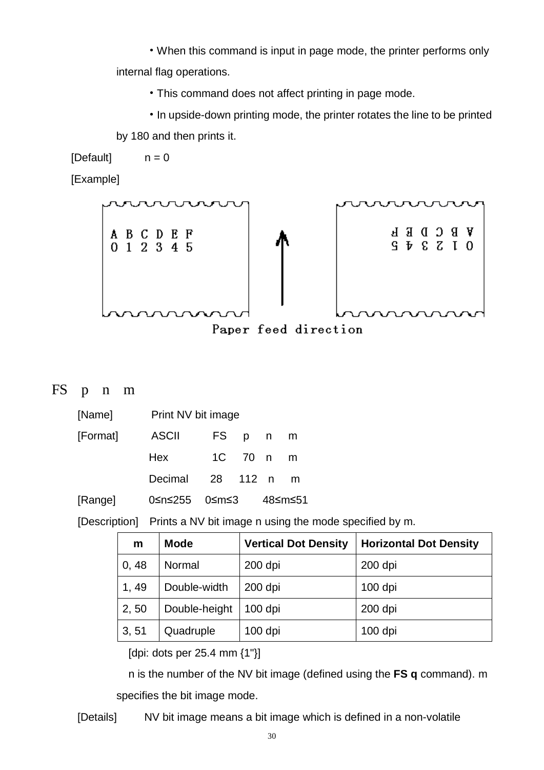· When this command is input in page mode, the printer performs only internal flag operations.

· This command does not affect printing in page mode.

· In upside-down printing mode, the printer rotates the line to be printed by 180 and then prints it.

[Default] n = 0

[Example]

Paper feed direction

## FS p n m

[Name] Print NV bit image

[Format] ASCII FS p n m

Hex 1C 70 n m

Decimal 28 112 n m

[Range] $0 \le n \le 255$ $0 \le m \le 3$ $48 \le m \le 51$

[Description] Prints a NV bit image n using the mode specified by m.

| m | Mode | Vertical Dot Density | Horizontal Dot Density |
|---|---|---|---|
| 0, 48 | Normal | 200 dpi | 200 dpi |
| 1, 49 | Double-width | 200 dpi | 100 dpi |
| 2, 50 | Double-height | 100 dpi | 200 dpi |
| 3, 51 | Quadruple | 100 dpi | 100 dpi |

[dpi: dots per 25.4 mm {1"}]

n is the number of the NV bit image (defined using the **FS q** command). m specifies the bit image mode.

[Details] NV bit image means a bit image which is defined in a non-volatile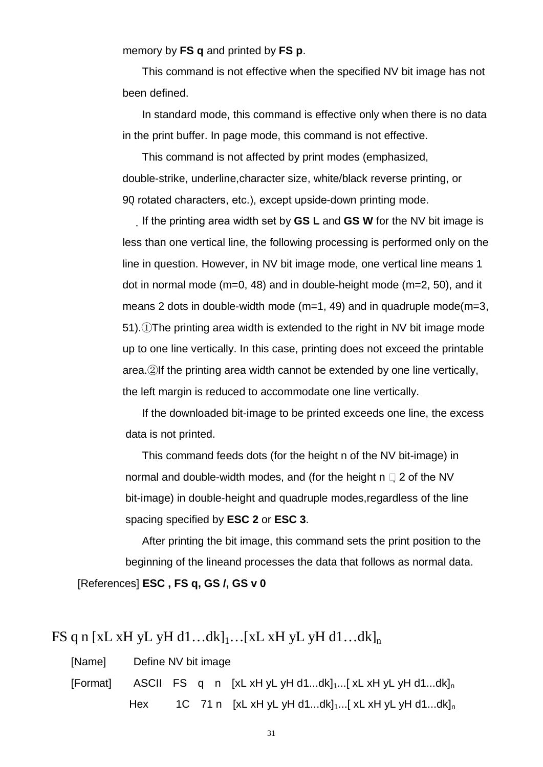memory by **FS q** and printed by **FS p**.

This command is not effective when the specified NV bit image has not been defined.

In standard mode, this command is effective only when there is no data in the print buffer. In page mode, this command is not effective.

This command is not affected by print modes (emphasized, double-strike, underline,character size, white/black reverse printing, or 90̥ rotated characters, etc.), except upside-down printing mode.

If the printing area width set by **GS L** and **GS W** for the NV bit image is less than one vertical line, the following processing is performed only on the line in question. However, in NV bit image mode, one vertical line means 1 dot in normal mode (m=0, 48) and in double-height mode (m=2, 50), and it means 2 dots in double-width mode (m=1, 49) and in quadruple mode(m=3, 51).①The printing area width is extended to the right in NV bit image mode up to one line vertically. In this case, printing does not exceed the printable area.②If the printing area width cannot be extended by one line vertically, the left margin is reduced to accommodate one line vertically.

If the downloaded bit-image to be printed exceeds one line, the excess data is not printed.

This command feeds dots (for the height n of the NV bit-image) in normal and double-width modes, and (for the height n  2 of the NV bit-image) in double-height and quadruple modes,regardless of the line spacing specified by **ESC 2** or **ESC 3**.

After printing the bit image, this command sets the print position to the beginning of the lineand processes the data that follows as normal data.

[References] **ESC , FS q, GS /, GS v 0**

## FS q n [xL xH yL yH d1…dk]$_1$…[xL xH yL yH d1…dk]$_n$

[Name] Define NV bit image

[Format] ASCII FS q n [xL xH yL yH d1...dk]$_1$...[ xL xH yL yH d1...dk]$_n$

Hex 1C 71 n [xL xH yL yH d1...dk]$_1$...[ xL xH yL yH d1...dk]$_n$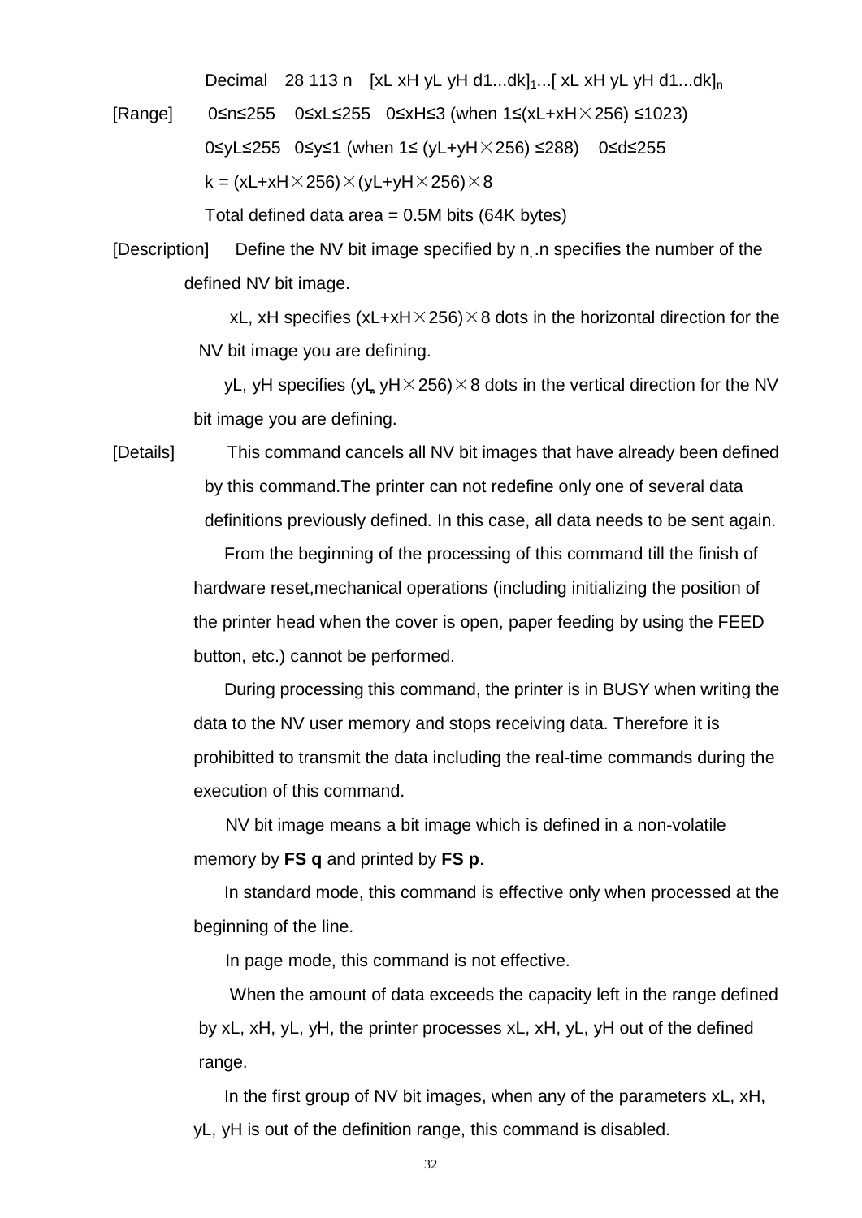Decimal 28 113 n [xL xH yL yH d1...dk]$_1$...[ xL xH yL yH d1...dk]$_n$

[Range] $0 \le n \le 255$ $0 \le xL \le 255$ $0 \le xH \le 3$ (when $1 \le (xL+xH \times 256) \le 1023$)

$0 \le yL \le 255$ $0 \le y \le 1$ (when $1 \le (yL+yH \times 256) \le 288$) $0 \le d \le 255$

$k = (xL+xH \times 256) \times (yL+yH \times 256) \times 8$

Total defined data area = 0.5M bits (64K bytes)

[Description] Define the NV bit image specified by n. n specifies the number of the defined NV bit image.

xL, xH specifies $(xL+xH \times 256) \times 8$ dots in the horizontal direction for the NV bit image you are defining.

yL, yH specifies $(yL, yH \times 256) \times 8$ dots in the vertical direction for the NV bit image you are defining.

[Details] This command cancels all NV bit images that have already been defined by this command.The printer can not redefine only one of several data definitions previously defined. In this case, all data needs to be sent again.

From the beginning of the processing of this command till the finish of hardware reset,mechanical operations (including initializing the position of the printer head when the cover is open, paper feeding by using the FEED button, etc.) cannot be performed.

During processing this command, the printer is in BUSY when writing the data to the NV user memory and stops receiving data. Therefore it is prohibitted to transmit the data including the real-time commands during the execution of this command.

NV bit image means a bit image which is defined in a non-volatile memory by **FS q** and printed by **FS p**.

In standard mode, this command is effective only when processed at the beginning of the line.

In page mode, this command is not effective.

When the amount of data exceeds the capacity left in the range defined by xL, xH, yL, yH, the printer processes xL, xH, yL, yH out of the defined range.

In the first group of NV bit images, when any of the parameters xL, xH, yL, yH is out of the definition range, this command is disabled.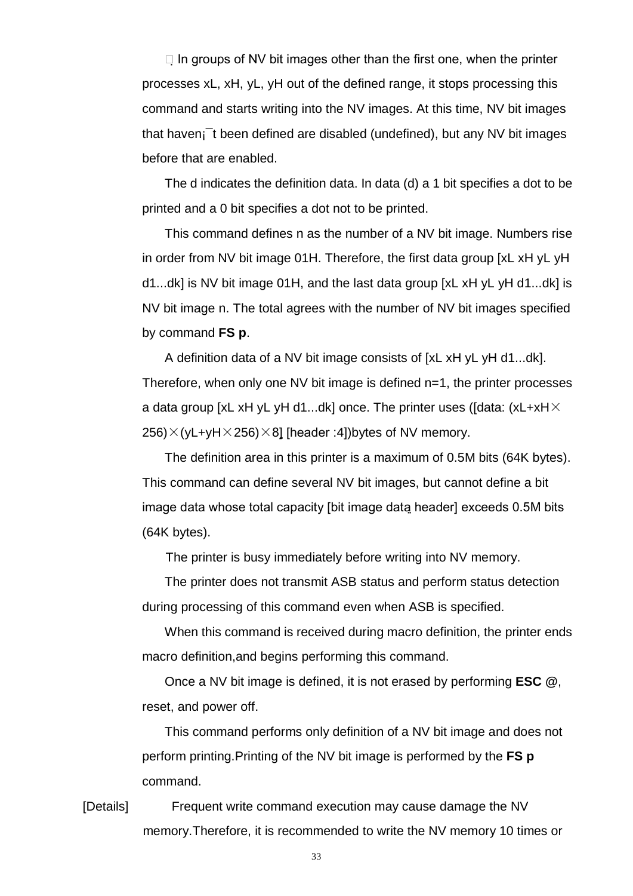· In groups of NV bit images other than the first one, when the printer processes xL, xH, yL, yH out of the defined range, it stops processing this command and starts writing into the NV images. At this time, NV bit images that haven¡¯t been defined are disabled (undefined), but any NV bit images before that are enabled.

The d indicates the definition data. In data (d) a 1 bit specifies a dot to be printed and a 0 bit specifies a dot not to be printed.

This command defines n as the number of a NV bit image. Numbers rise in order from NV bit image 01H. Therefore, the first data group [xL xH yL yH d1...dk] is NV bit image 01H, and the last data group [xL xH yL yH d1...dk] is NV bit image n. The total agrees with the number of NV bit images specified by command **FS p**.

A definition data of a NV bit image consists of [xL xH yL yH d1...dk]. Therefore, when only one NV bit image is defined n=1, the printer processes a data group [xL xH yL yH d1...dk] once. The printer uses ([data: (xL+xH×256)×(yL+yH×256)×8], [header :4])bytes of NV memory.

The definition area in this printer is a maximum of 0.5M bits (64K bytes). This command can define several NV bit images, but cannot define a bit image data whose total capacity [bit image data, header] exceeds 0.5M bits (64K bytes).

The printer is busy immediately before writing into NV memory.

The printer does not transmit ASB status and perform status detection during processing of this command even when ASB is specified.

When this command is received during macro definition, the printer ends macro definition,and begins performing this command.

Once a NV bit image is defined, it is not erased by performing **ESC @**, reset, and power off.

This command performs only definition of a NV bit image and does not perform printing.Printing of the NV bit image is performed by the **FS p** command.

[Details] Frequent write command execution may cause damage the NV memory.Therefore, it is recommended to write the NV memory 10 times or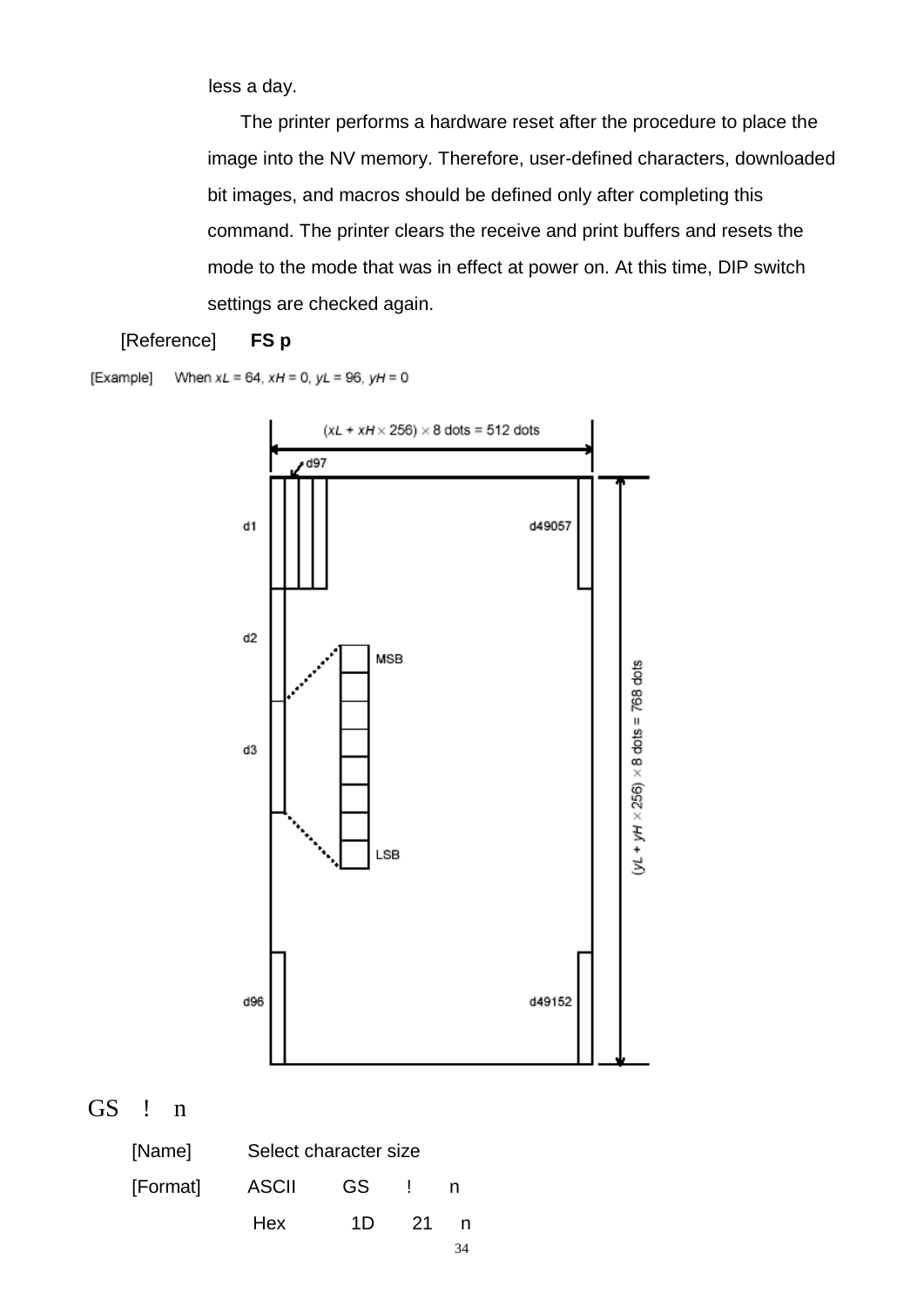less a day.

The printer performs a hardware reset after the procedure to place the image into the NV memory. Therefore, user-defined characters, downloaded bit images, and macros should be defined only after completing this command. The printer clears the receive and print buffers and resets the mode to the mode that was in effect at power on. At this time, DIP switch settings are checked again.

[Reference] **FS p**

[Example] When $xL = 64$, $xH = 0$, $yL = 96$, $yH = 0$

$(xL + xH \times 256) \times 8$ dots = 512 dots

$(yL + yH \times 256) \times 8$ dots = 768 dots

d1, d2, d3, ..., d96, d97, ..., d49057, ..., d49152

MSB / LSB

## GS ! n

[Name] Select character size

[Format] ASCII GS ! n

Hex 1D 21 n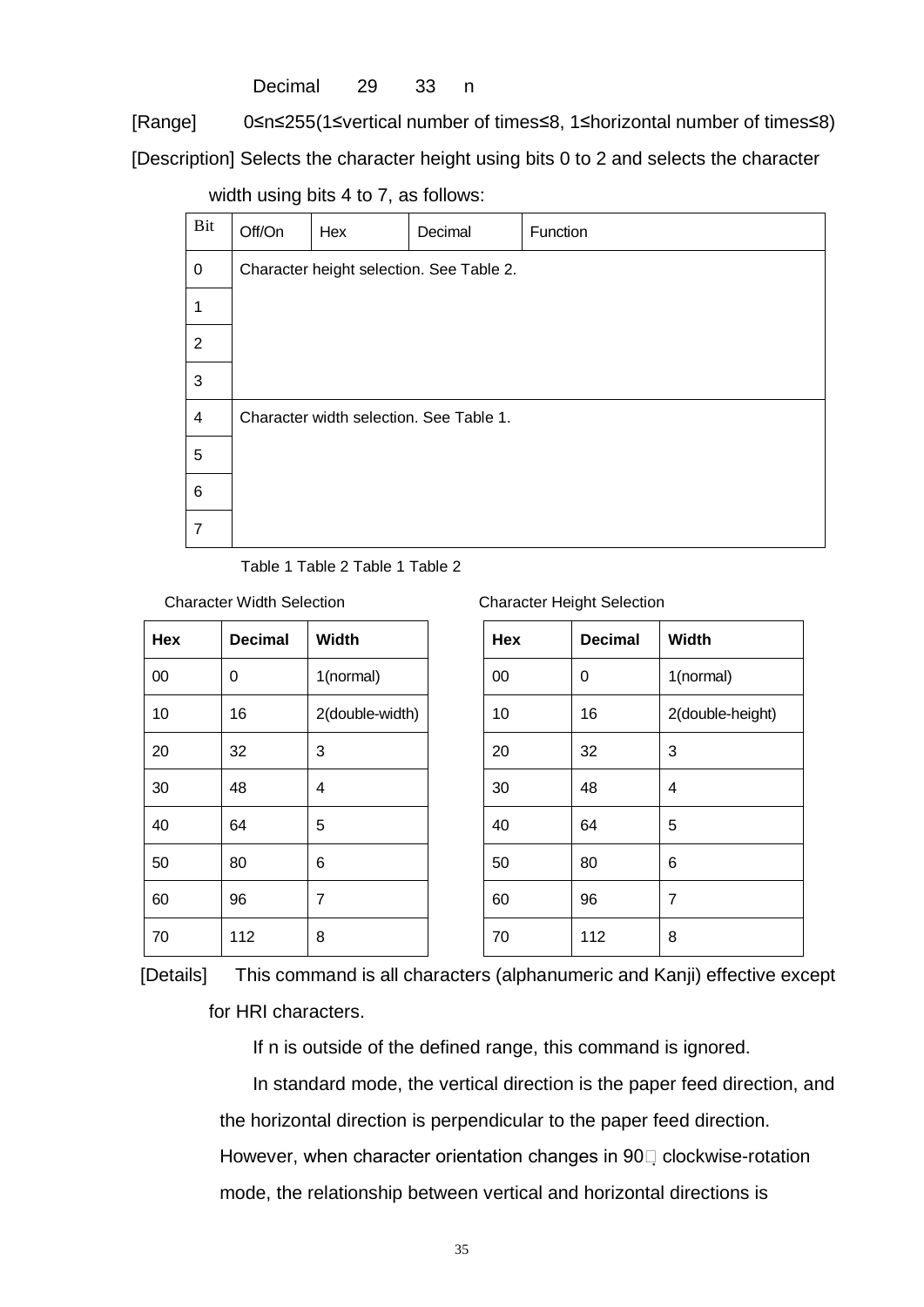Decimal 29 33 n

[Range] 0≤n≤255(1≤vertical number of times≤8, 1≤horizontal number of times≤8)

[Description] Selects the character height using bits 0 to 2 and selects the character width using bits 4 to 7, as follows:

| Bit | Off/On | Hex | Decimal | Function |
|---|---|---|---|---|
| 0 | Character height selection. See Table 2. | | | |
| 1 | | | | |
| 2 | | | | |
| 3 | | | | |
| 4 | Character width selection. See Table 1. | | | |
| 5 | | | | |
| 6 | | | | |
| 7 | | | | |

Table 1 Table 2 Table 1 Table 2

Character Width Selection

| Hex | Decimal | Width |
|---|---|---|
| 00 | 0 | 1(normal) |
| 10 | 16 | 2(double-width) |
| 20 | 32 | 3 |
| 30 | 48 | 4 |
| 40 | 64 | 5 |
| 50 | 80 | 6 |
| 60 | 96 | 7 |
| 70 | 112 | 8 |

Character Height Selection

| Hex | Decimal | Width |
|---|---|---|
| 00 | 0 | 1(normal) |
| 10 | 16 | 2(double-height) |
| 20 | 32 | 3 |
| 30 | 48 | 4 |
| 40 | 64 | 5 |
| 50 | 80 | 6 |
| 60 | 96 | 7 |
| 70 | 112 | 8 |

[Details] This command is all characters (alphanumeric and Kanji) effective except for HRI characters.

If n is outside of the defined range, this command is ignored.

In standard mode, the vertical direction is the paper feed direction, and the horizontal direction is perpendicular to the paper feed direction. However, when character orientation changes in 90° clockwise-rotation mode, the relationship between vertical and horizontal directions is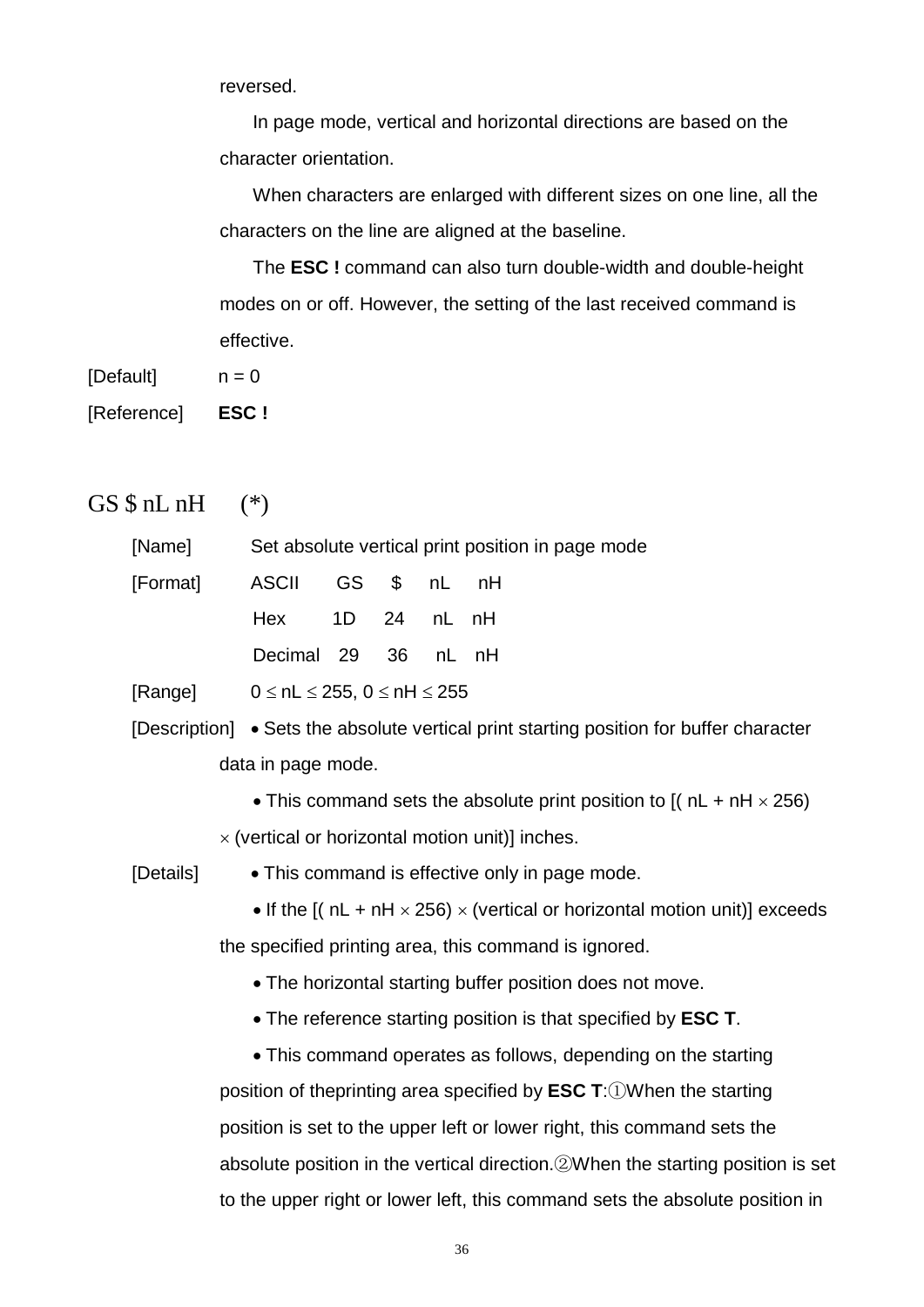reversed.

In page mode, vertical and horizontal directions are based on the character orientation.

When characters are enlarged with different sizes on one line, all the characters on the line are aligned at the baseline.

The **ESC !** command can also turn double-width and double-height modes on or off. However, the setting of the last received command is effective.

[Default] n = 0

[Reference] **ESC !**

## GS $ nL nH (*)

[Name] Set absolute vertical print position in page mode

[Format] ASCII GS $ nL nH

Hex 1D 24 nL nH

Decimal 29 36 nL nH

[Range] $0 \leq nL \leq 255$, $0 \leq nH \leq 255$

[Description] • Sets the absolute vertical print starting position for buffer character data in page mode.

• This command sets the absolute print position to [( nL + nH × 256) × (vertical or horizontal motion unit)] inches.

[Details] • This command is effective only in page mode.

• If the [( nL + nH × 256) × (vertical or horizontal motion unit)] exceeds the specified printing area, this command is ignored.

• The horizontal starting buffer position does not move.

• The reference starting position is that specified by **ESC T**.

• This command operates as follows, depending on the starting position of theprinting area specified by **ESC T**:①When the starting position is set to the upper left or lower right, this command sets the absolute position in the vertical direction.②When the starting position is set to the upper right or lower left, this command sets the absolute position in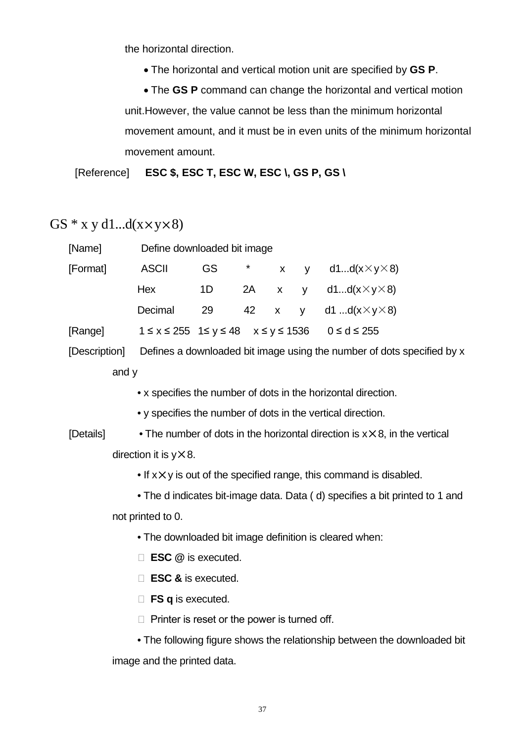the horizontal direction.

• The horizontal and vertical motion unit are specified by **GS P**.

• The **GS P** command can change the horizontal and vertical motion unit.However, the value cannot be less than the minimum horizontal movement amount, and it must be in even units of the minimum horizontal movement amount.

[Reference] **ESC $, ESC T, ESC W, ESC \, GS P, GS \**

## GS * x y d1...d(x×y×8)

[Name] Define downloaded bit image

| [Format] | ASCII | GS | * | x | y | d1...d(x×y×8) |
|---|---|---|---|---|---|---|
| | Hex | 1D | 2A | x | y | d1...d(x×y×8) |
| | Decimal | 29 | 42 | x | y | d1 ...d(x×y×8) |

[Range] $1 \le x \le 255$ $1 \le y \le 48$ $x \le y \le 1536$ $0 \le d \le 255$

[Description] Defines a downloaded bit image using the number of dots specified by x and y

• x specifies the number of dots in the horizontal direction.

• y specifies the number of dots in the vertical direction.

[Details] • The number of dots in the horizontal direction is x×8, in the vertical direction it is y×8.

• If x×y is out of the specified range, this command is disabled.

• The d indicates bit-image data. Data ( d) specifies a bit printed to 1 and not printed to 0.

• The downloaded bit image definition is cleared when:

- **ESC @** is executed.
- **ESC &** is executed.
- **FS q** is executed.
- Printer is reset or the power is turned off.

• The following figure shows the relationship between the downloaded bit image and the printed data.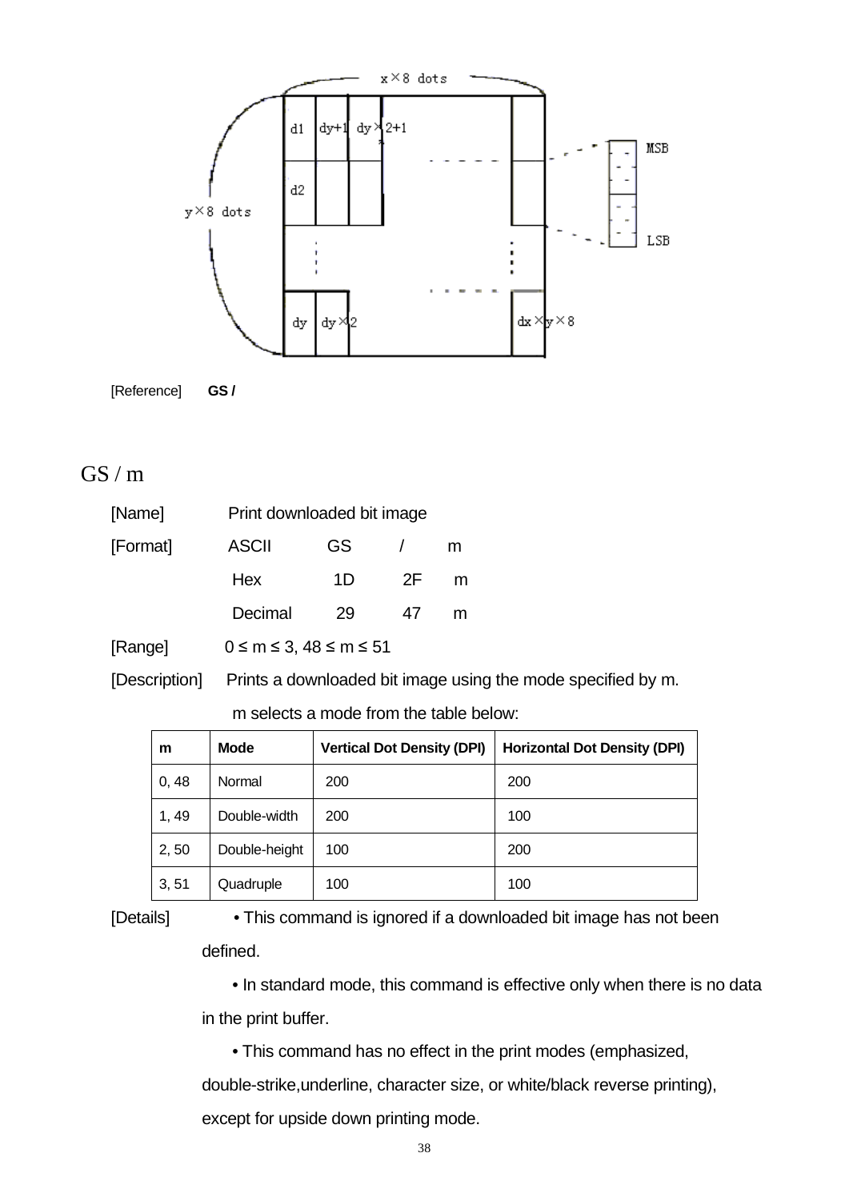[Reference] **GS /**

## GS / m

[Name] Print downloaded bit image

[Format] ASCII GS / m

Hex 1D 2F m

Decimal 29 47 m

[Range] 0 ≤ m ≤ 3, 48 ≤ m ≤ 51

[Description] Prints a downloaded bit image using the mode specified by m.

m selects a mode from the table below:

| m | Mode | Vertical Dot Density (DPI) | Horizontal Dot Density (DPI) |
|---|---|---|---|
| 0, 48 | Normal | 200 | 200 |
| 1, 49 | Double-width | 200 | 100 |
| 2, 50 | Double-height | 100 | 200 |
| 3, 51 | Quadruple | 100 | 100 |

[Details] • This command is ignored if a downloaded bit image has not been defined.

• In standard mode, this command is effective only when there is no data in the print buffer.

• This command has no effect in the print modes (emphasized, double-strike,underline, character size, or white/black reverse printing), except for upside down printing mode.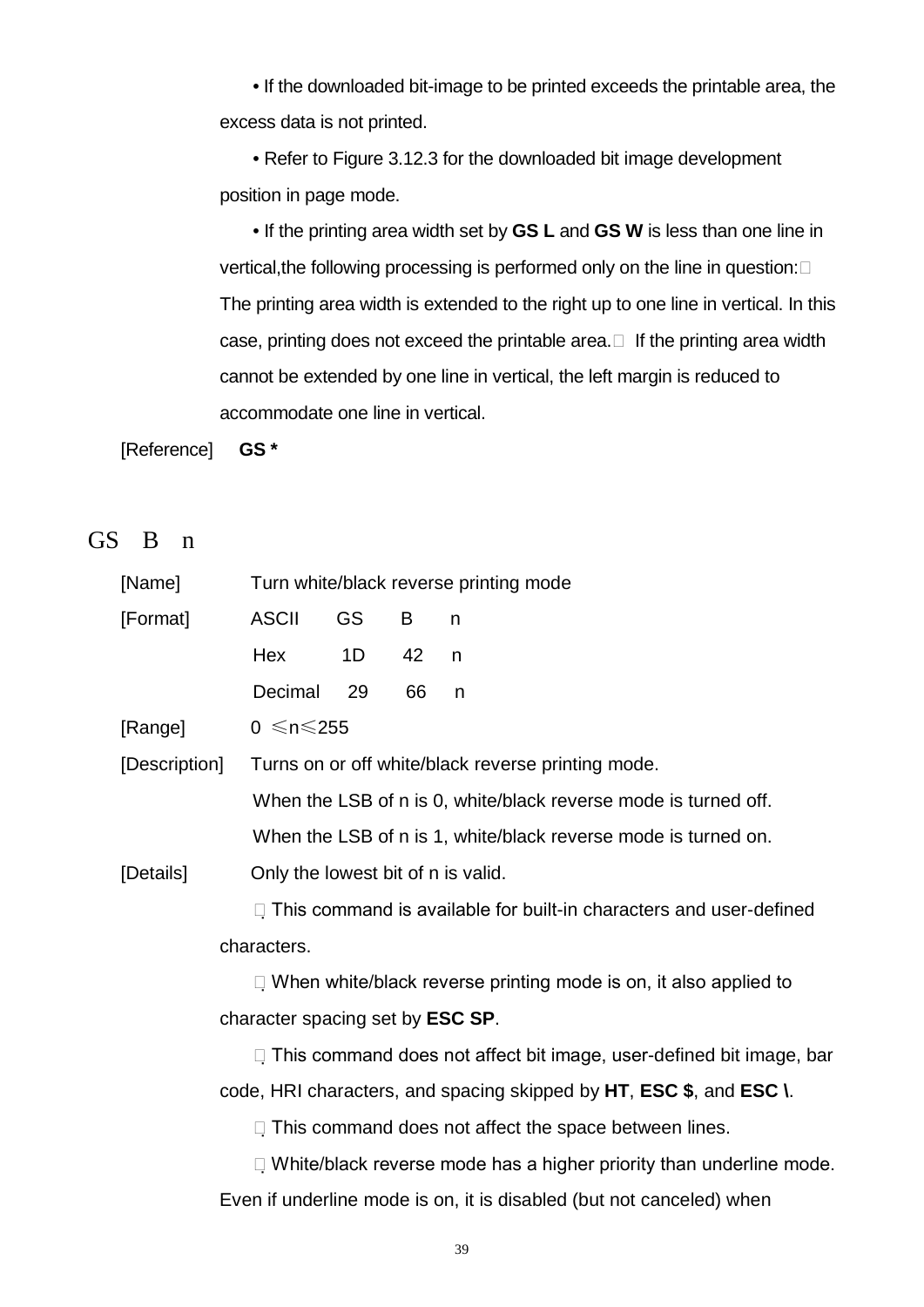• If the downloaded bit-image to be printed exceeds the printable area, the excess data is not printed.

• Refer to Figure 3.12.3 for the downloaded bit image development position in page mode.

• If the printing area width set by **GS L** and **GS W** is less than one line in vertical,the following processing is performed only on the line in question: The printing area width is extended to the right up to one line in vertical. In this case, printing does not exceed the printable area. If the printing area width cannot be extended by one line in vertical, the left margin is reduced to accommodate one line in vertical.

[Reference] **GS ***

## GS B n

[Name] Turn white/black reverse printing mode

[Format] ASCII GS B n

Hex 1D 42 n

Decimal 29 66 n

[Range] $0 \leq n \leq 255$

[Description] Turns on or off white/black reverse printing mode.

When the LSB of n is 0, white/black reverse mode is turned off.

When the LSB of n is 1, white/black reverse mode is turned on.

[Details] Only the lowest bit of n is valid.

. This command is available for built-in characters and user-defined characters.

. When white/black reverse printing mode is on, it also applied to character spacing set by **ESC SP**.

. This command does not affect bit image, user-defined bit image, bar code, HRI characters, and spacing skipped by **HT**, **ESC $**, and **ESC \**.

. This command does not affect the space between lines.

. White/black reverse mode has a higher priority than underline mode. Even if underline mode is on, it is disabled (but not canceled) when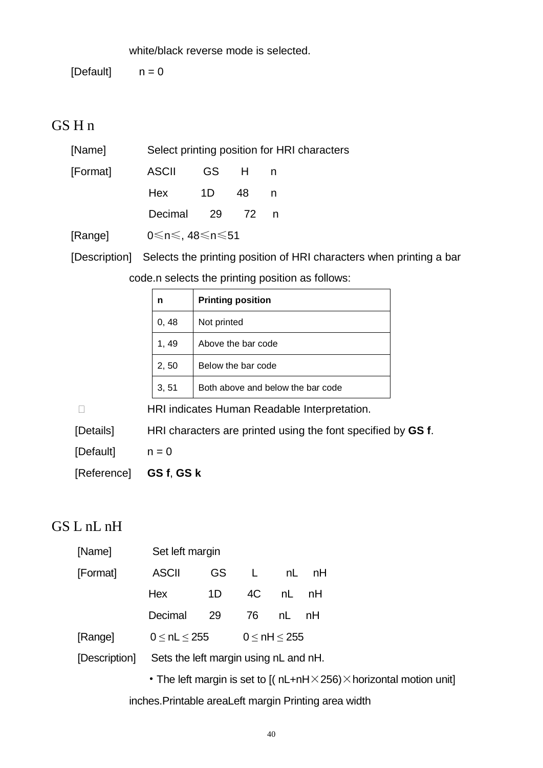white/black reverse mode is selected.

[Default] n = 0

## GS H n

[Name] Select printing position for HRI characters

[Format] ASCII GS H n

Hex 1D 48 n

Decimal 29 72 n

[Range] 0≤n≤, 48≤n≤51

[Description] Selects the printing position of HRI characters when printing a bar code.n selects the printing position as follows:

| n | Printing position |
|---|---|
| 0, 48 | Not printed |
| 1, 49 | Above the bar code |
| 2, 50 | Below the bar code |
| 3, 51 | Both above and below the bar code |

HRI indicates Human Readable Interpretation.

[Details] HRI characters are printed using the font specified by **GS f**.

[Default] n = 0

[Reference] **GS f**, **GS k**

## GS L nL nH

[Name] Set left margin

[Format] ASCII GS L nL nH

Hex 1D 4C nL nH

Decimal 29 76 nL nH

[Range] 0 ≤ nL ≤ 255 0 ≤ nH ≤ 255

[Description] Sets the left margin using nL and nH.

・The left margin is set to [( nL+nH×256)×horizontal motion unit] inches.Printable areaLeft margin Printing area width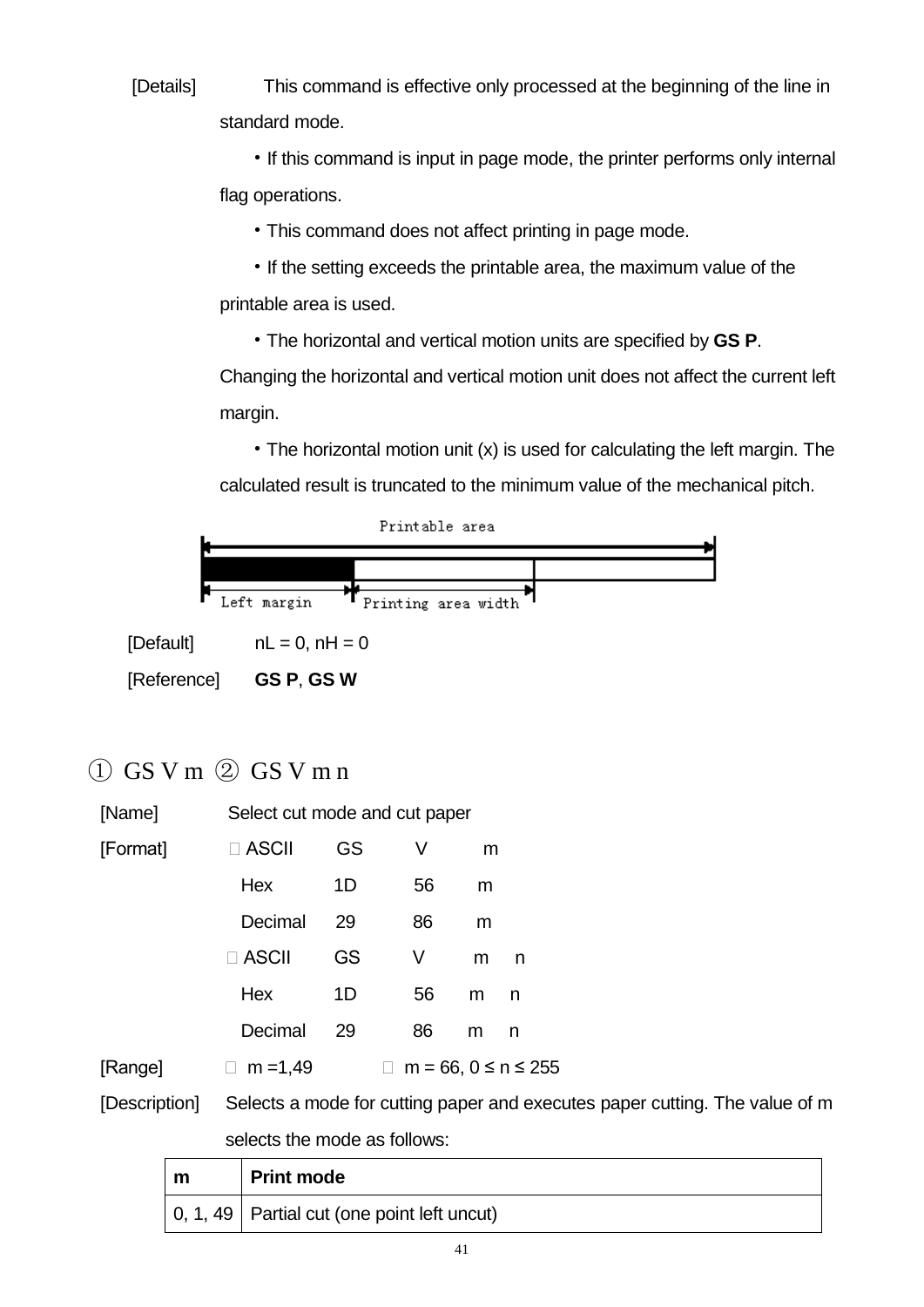[Details] This command is effective only processed at the beginning of the line in standard mode.

- If this command is input in page mode, the printer performs only internal flag operations.
- This command does not affect printing in page mode.
- If the setting exceeds the printable area, the maximum value of the printable area is used.
- The horizontal and vertical motion units are specified by **GS P**. Changing the horizontal and vertical motion unit does not affect the current left margin.
- The horizontal motion unit (x) is used for calculating the left margin. The calculated result is truncated to the minimum value of the mechanical pitch.

Printable area

Left margin | Printing area width

[Default] nL = 0, nH = 0

[Reference] **GS P**, **GS W**

## ① GS V m ② GS V m n

[Name] Select cut mode and cut paper

[Format]

① ASCII GS V m
Hex 1D 56 m
Decimal 29 86 m

② ASCII GS V m n
Hex 1D 56 m n
Decimal 29 86 m n

[Range] ① m =1,49 ② m = 66, 0 ≤ n ≤ 255

[Description] Selects a mode for cutting paper and executes paper cutting. The value of m selects the mode as follows:

| m | Print mode |
|---|---|
| 0, 1, 49 | Partial cut (one point left uncut) |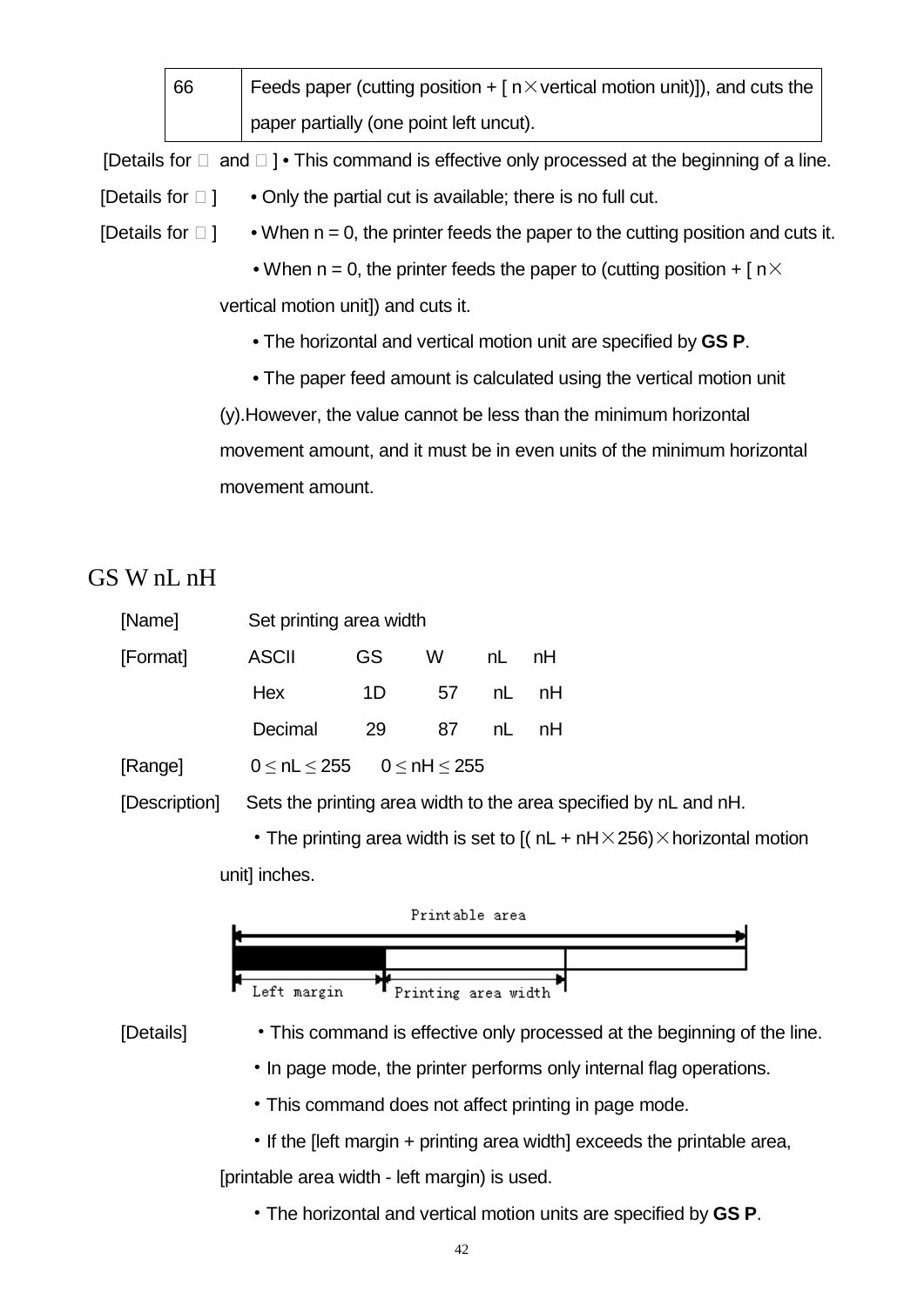| 66 | Feeds paper (cutting position + [ n×vertical motion unit)]), and cuts the paper partially (one point left uncut). |
|---|---|

[Details for  and ] • This command is effective only processed at the beginning of a line.

[Details for ] • Only the partial cut is available; there is no full cut.

[Details for ] • When n = 0, the printer feeds the paper to the cutting position and cuts it.

• When n = 0, the printer feeds the paper to (cutting position + [ n× vertical motion unit]) and cuts it.

• The horizontal and vertical motion unit are specified by **GS P**.

• The paper feed amount is calculated using the vertical motion unit (y).However, the value cannot be less than the minimum horizontal movement amount, and it must be in even units of the minimum horizontal movement amount.

## GS W nL nH

[Name] Set printing area width

[Format]

| ASCII | GS | W | nL | nH |
|---|---|---|---|---|
| Hex | 1D | 57 | nL | nH |
| Decimal | 29 | 87 | nL | nH |

[Range] $0 \leq nL \leq 255$ $0 \leq nH \leq 255$

[Description] Sets the printing area width to the area specified by nL and nH.

・The printing area width is set to [( nL + nH×256)×horizontal motion unit] inches.

Printable area

Left margin | Printing area width

[Details] ・This command is effective only processed at the beginning of the line.

・In page mode, the printer performs only internal flag operations.

・This command does not affect printing in page mode.

・If the [left margin + printing area width] exceeds the printable area, [printable area width - left margin) is used.

・The horizontal and vertical motion units are specified by **GS P**.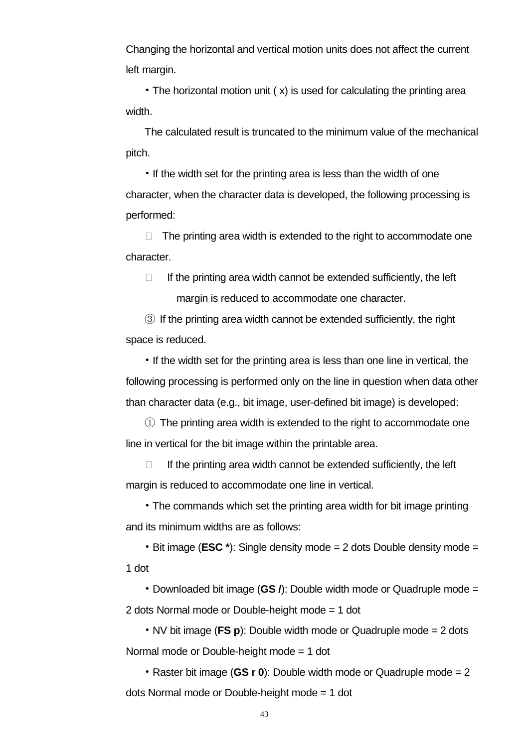Changing the horizontal and vertical motion units does not affect the current left margin.

・The horizontal motion unit ( x) is used for calculating the printing area width.

The calculated result is truncated to the minimum value of the mechanical pitch.

・If the width set for the printing area is less than the width of one character, when the character data is developed, the following processing is performed:

 The printing area width is extended to the right to accommodate one character.

 If the printing area width cannot be extended sufficiently, the left margin is reduced to accommodate one character.

③ If the printing area width cannot be extended sufficiently, the right space is reduced.

・If the width set for the printing area is less than one line in vertical, the following processing is performed only on the line in question when data other than character data (e.g., bit image, user-defined bit image) is developed:

① The printing area width is extended to the right to accommodate one line in vertical for the bit image within the printable area.

 If the printing area width cannot be extended sufficiently, the left margin is reduced to accommodate one line in vertical.

・The commands which set the printing area width for bit image printing and its minimum widths are as follows:

・Bit image (**ESC \***): Single density mode = 2 dots Double density mode = 1 dot

・Downloaded bit image (**GS /**): Double width mode or Quadruple mode = 2 dots Normal mode or Double-height mode = 1 dot

・NV bit image (**FS p**): Double width mode or Quadruple mode = 2 dots Normal mode or Double-height mode = 1 dot

・Raster bit image (**GS r 0**): Double width mode or Quadruple mode = 2 dots Normal mode or Double-height mode = 1 dot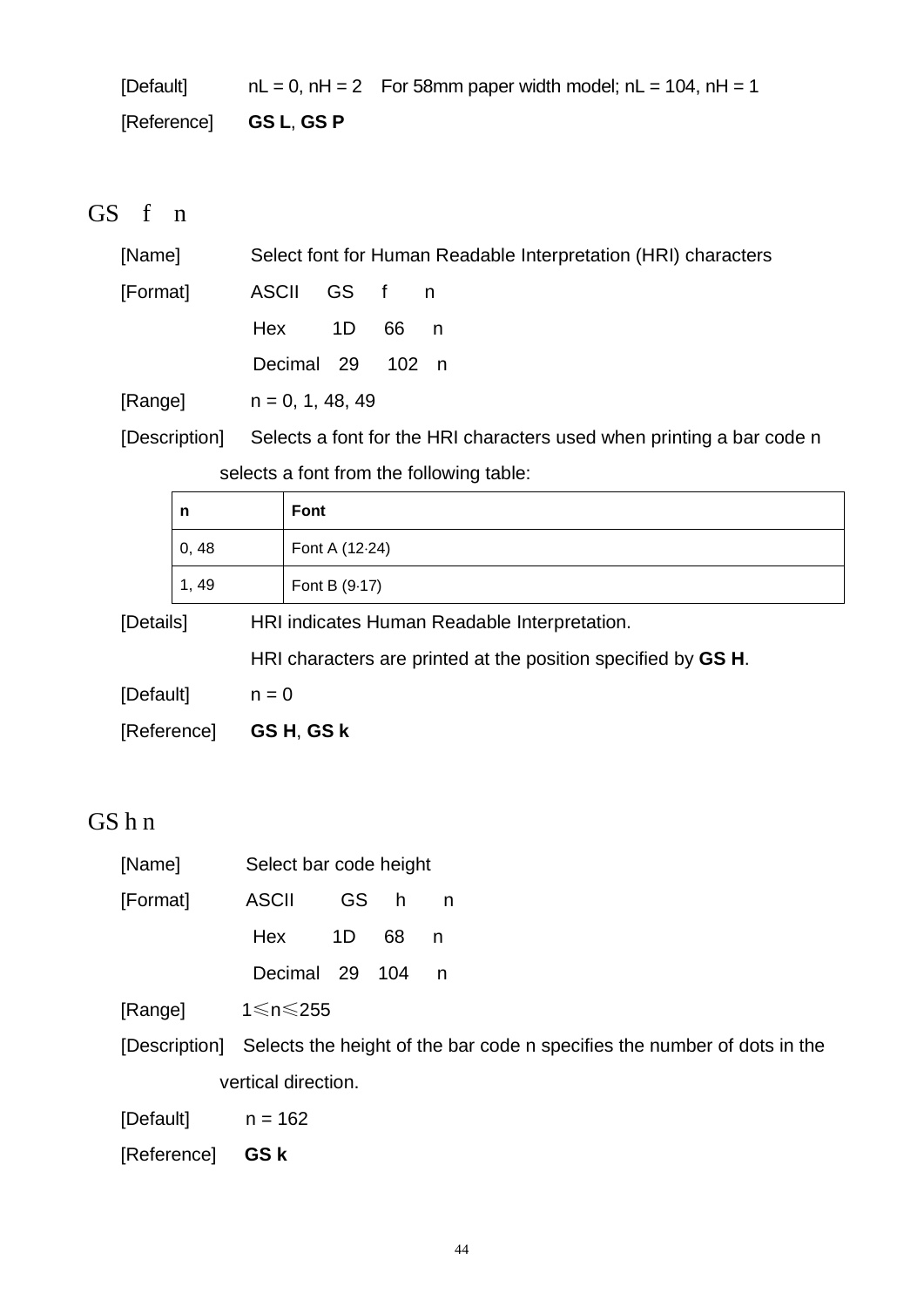[Default] nL = 0, nH = 2 For 58mm paper width model; nL = 104, nH = 1

[Reference] **GS L**, **GS P**

## GS f n

[Name] Select font for Human Readable Interpretation (HRI) characters

[Format] ASCII GS f n

Hex 1D 66 n

Decimal 29 102 n

[Range] n = 0, 1, 48, 49

[Description] Selects a font for the HRI characters used when printing a bar code n selects a font from the following table:

| n | Font |
|---|---|
| 0, 48 | Font A (12·24) |
| 1, 49 | Font B (9·17) |

[Details] HRI indicates Human Readable Interpretation.

HRI characters are printed at the position specified by **GS H**.

[Default] n = 0

[Reference] **GS H**, **GS k**

## GS h n

[Name] Select bar code height

[Format] ASCII GS h n

Hex 1D 68 n

Decimal 29 104 n

[Range] 1≤n≤255

[Description] Selects the height of the bar code n specifies the number of dots in the vertical direction.

[Default] n = 162

[Reference] **GS k**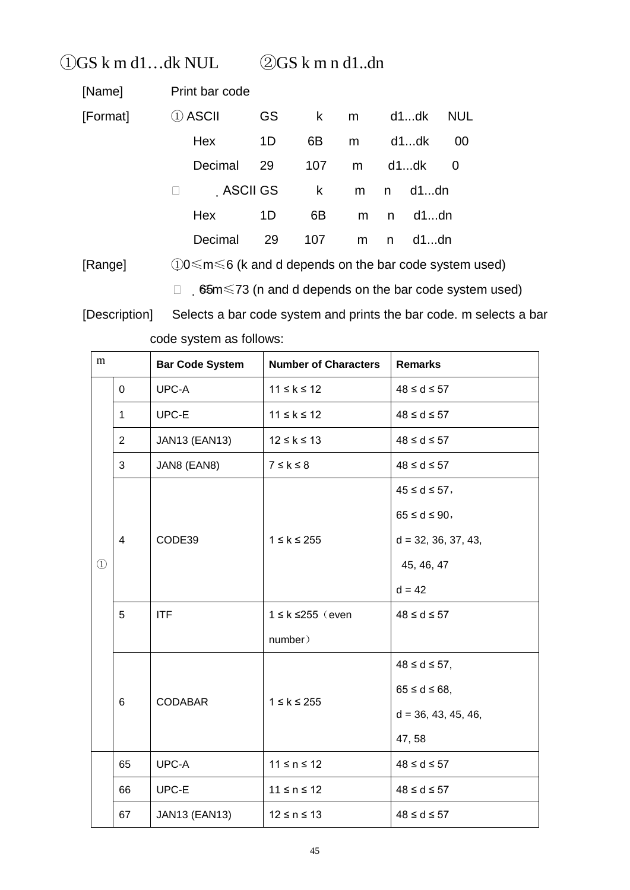## ①GS k m d1…dk NUL ②GS k m n d1..dn

[Name] Print bar code

[Format] ① ASCII GS k m d1...dk NUL

Hex 1D 6B m d1...dk 00

Decimal 29 107 m d1...dk 0

② ASCII GS k m n d1...dn

Hex 1D 6B m n d1...dn

Decimal 29 107 m n d1...dn

[Range] ①0≤m≤6 (k and d depends on the bar code system used)

② 65≤m≤73 (n and d depends on the bar code system used)

[Description] Selects a bar code system and prints the bar code. m selects a bar code system as follows:

| m | | Bar Code System | Number of Characters | Remarks |
|---|---|---|---|---|
| ① | 0 | UPC-A | 11 ≤ k ≤ 12 | 48 ≤ d ≤ 57 |
| | 1 | UPC-E | 11 ≤ k ≤ 12 | 48 ≤ d ≤ 57 |
| | 2 | JAN13 (EAN13) | 12 ≤ k ≤ 13 | 48 ≤ d ≤ 57 |
| | 3 | JAN8 (EAN8) | 7 ≤ k ≤ 8 | 48 ≤ d ≤ 57 |
| | 4 | CODE39 | 1 ≤ k ≤ 255 | 45 ≤ d ≤ 57，<br>65 ≤ d ≤ 90，<br>d = 32, 36, 37, 43, 45, 46, 47<br>d = 42 |
| | 5 | ITF | 1 ≤ k ≤255（even number） | 48 ≤ d ≤ 57 |
| | 6 | CODABAR | 1 ≤ k ≤ 255 | 48 ≤ d ≤ 57,<br>65 ≤ d ≤ 68,<br>d = 36, 43, 45, 46, 47, 58 |
| | 65 | UPC-A | 11 ≤ n ≤ 12 | 48 ≤ d ≤ 57 |
| | 66 | UPC-E | 11 ≤ n ≤ 12 | 48 ≤ d ≤ 57 |
| | 67 | JAN13 (EAN13) | 12 ≤ n ≤ 13 | 48 ≤ d ≤ 57 |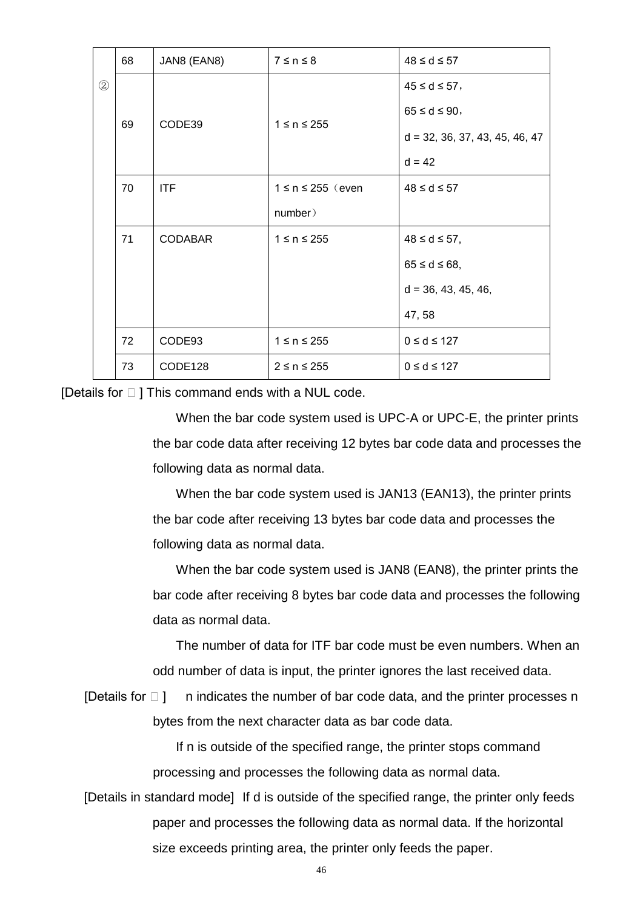| | | | | |
|---|---|---|---|---|
| ② | 68 | JAN8 (EAN8) | 7 ≤ n ≤ 8 | 48 ≤ d ≤ 57 |
| | 69 | CODE39 | 1 ≤ n ≤ 255 | 45 ≤ d ≤ 57， 65 ≤ d ≤ 90， d = 32, 36, 37, 43, 45, 46, 47 d = 42 |
| | 70 | ITF | 1 ≤ n ≤ 255（even number） | 48 ≤ d ≤ 57 |
| | 71 | CODABAR | 1 ≤ n ≤ 255 | 48 ≤ d ≤ 57, 65 ≤ d ≤ 68, d = 36, 43, 45, 46, 47, 58 |
| | 72 | CODE93 | 1 ≤ n ≤ 255 | 0 ≤ d ≤ 127 |
| | 73 | CODE128 | 2 ≤ n ≤ 255 | 0 ≤ d ≤ 127 |

[Details for □ ] This command ends with a NUL code.

When the bar code system used is UPC-A or UPC-E, the printer prints the bar code data after receiving 12 bytes bar code data and processes the following data as normal data.

When the bar code system used is JAN13 (EAN13), the printer prints the bar code after receiving 13 bytes bar code data and processes the following data as normal data.

When the bar code system used is JAN8 (EAN8), the printer prints the bar code after receiving 8 bytes bar code data and processes the following data as normal data.

The number of data for ITF bar code must be even numbers. When an odd number of data is input, the printer ignores the last received data.

[Details for □ ] n indicates the number of bar code data, and the printer processes n bytes from the next character data as bar code data.

If n is outside of the specified range, the printer stops command processing and processes the following data as normal data.

[Details in standard mode] If d is outside of the specified range, the printer only feeds paper and processes the following data as normal data. If the horizontal size exceeds printing area, the printer only feeds the paper.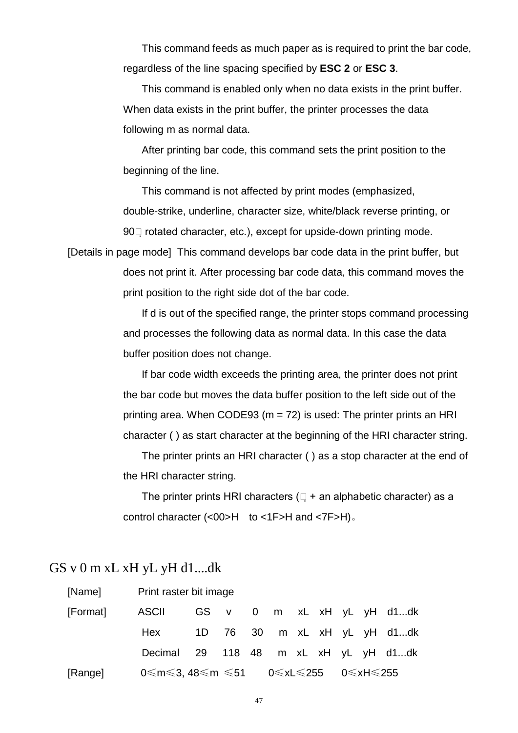This command feeds as much paper as is required to print the bar code, regardless of the line spacing specified by **ESC 2** or **ESC 3**.

This command is enabled only when no data exists in the print buffer. When data exists in the print buffer, the printer processes the data following m as normal data.

After printing bar code, this command sets the print position to the beginning of the line.

This command is not affected by print modes (emphasized, double-strike, underline, character size, white/black reverse printing, or 90□ rotated character, etc.), except for upside-down printing mode.

[Details in page mode] This command develops bar code data in the print buffer, but does not print it. After processing bar code data, this command moves the print position to the right side dot of the bar code.

If d is out of the specified range, the printer stops command processing and processes the following data as normal data. In this case the data buffer position does not change.

If bar code width exceeds the printing area, the printer does not print the bar code but moves the data buffer position to the left side out of the printing area. When CODE93 (m = 72) is used: The printer prints an HRI character ( ) as start character at the beginning of the HRI character string.

The printer prints an HRI character ( ) as a stop character at the end of the HRI character string.

The printer prints HRI characters (□ + an alphabetic character) as a control character (<00>H to <1F>H and <7F>H)。

## GS v 0 m xL xH yL yH d1....dk

[Name] Print raster bit image

| [Format] | ASCII | GS | v | 0 | m | xL | xH | yL | yH | d1...dk |
|---|---|---|---|---|---|---|---|---|---|---|
| | Hex | 1D | 76 | 30 | m | xL | xH | yL | yH | d1...dk |
| | Decimal | 29 | 118 | 48 | m | xL | xH | yL | yH | d1...dk |

[Range] 0≤m≤3, 48≤m ≤51 0≤xL≤255 0≤xH≤255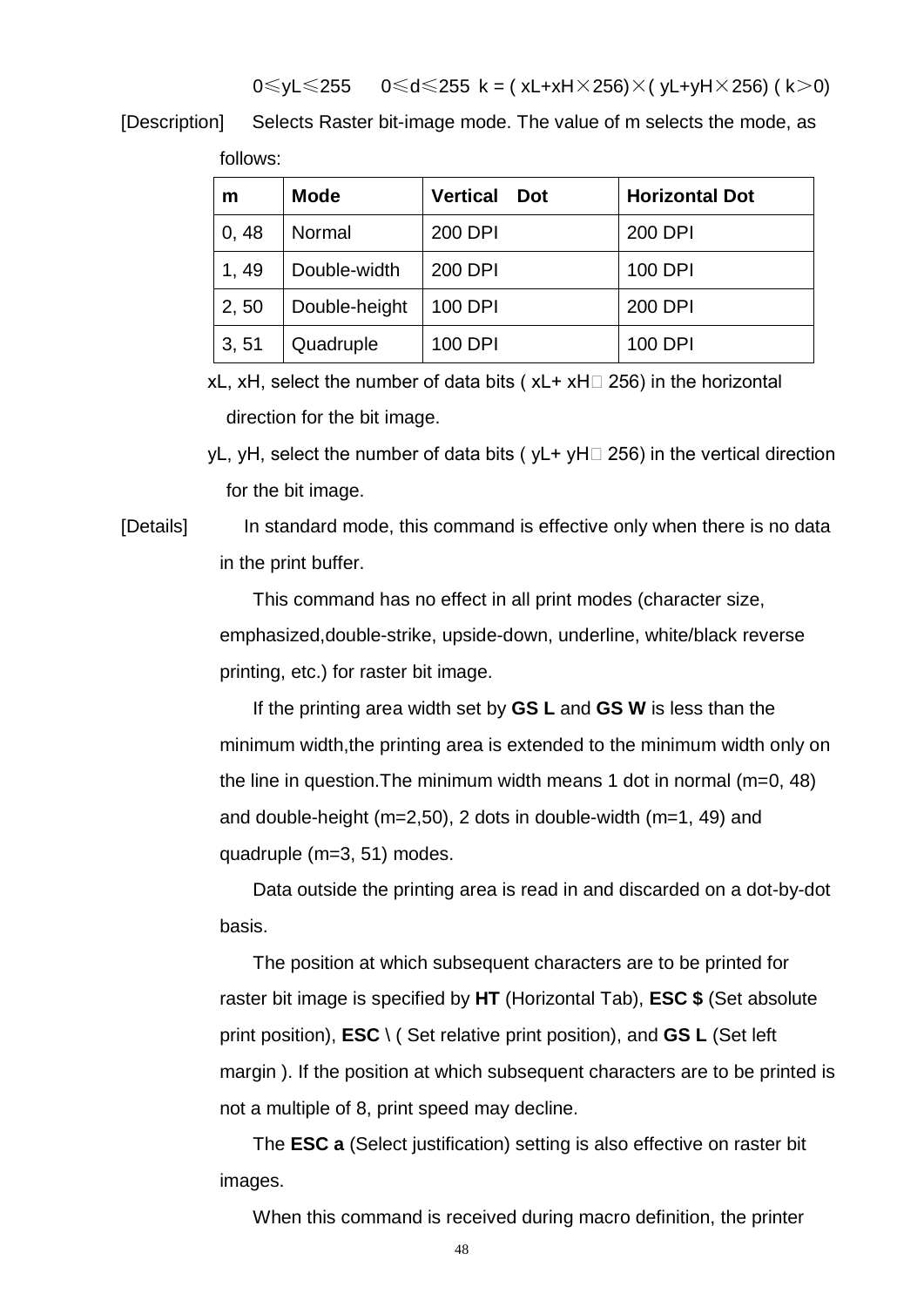$0 \leq yL \leq 255$ $0 \leq d \leq 255$ $k = (xL+xH \times 256) \times (yL+yH \times 256)$ $(k > 0)$

[Description] Selects Raster bit-image mode. The value of m selects the mode, as follows:

| m | Mode | Vertical Dot | Horizontal Dot |
|---|---|---|---|
| 0, 48 | Normal | 200 DPI | 200 DPI |
| 1, 49 | Double-width | 200 DPI | 100 DPI |
| 2, 50 | Double-height | 100 DPI | 200 DPI |
| 3, 51 | Quadruple | 100 DPI | 100 DPI |

xL, xH, select the number of data bits ( xL+ xH□ 256) in the horizontal direction for the bit image.

yL, yH, select the number of data bits ( yL+ yH□ 256) in the vertical direction for the bit image.

[Details] In standard mode, this command is effective only when there is no data in the print buffer.

This command has no effect in all print modes (character size, emphasized,double-strike, upside-down, underline, white/black reverse printing, etc.) for raster bit image.

If the printing area width set by **GS L** and **GS W** is less than the minimum width,the printing area is extended to the minimum width only on the line in question.The minimum width means 1 dot in normal (m=0, 48) and double-height (m=2,50), 2 dots in double-width (m=1, 49) and quadruple (m=3, 51) modes.

Data outside the printing area is read in and discarded on a dot-by-dot basis.

The position at which subsequent characters are to be printed for raster bit image is specified by **HT** (Horizontal Tab), **ESC $** (Set absolute print position), **ESC \** ( Set relative print position), and **GS L** (Set left margin ). If the position at which subsequent characters are to be printed is not a multiple of 8, print speed may decline.

The **ESC a** (Select justification) setting is also effective on raster bit images.

When this command is received during macro definition, the printer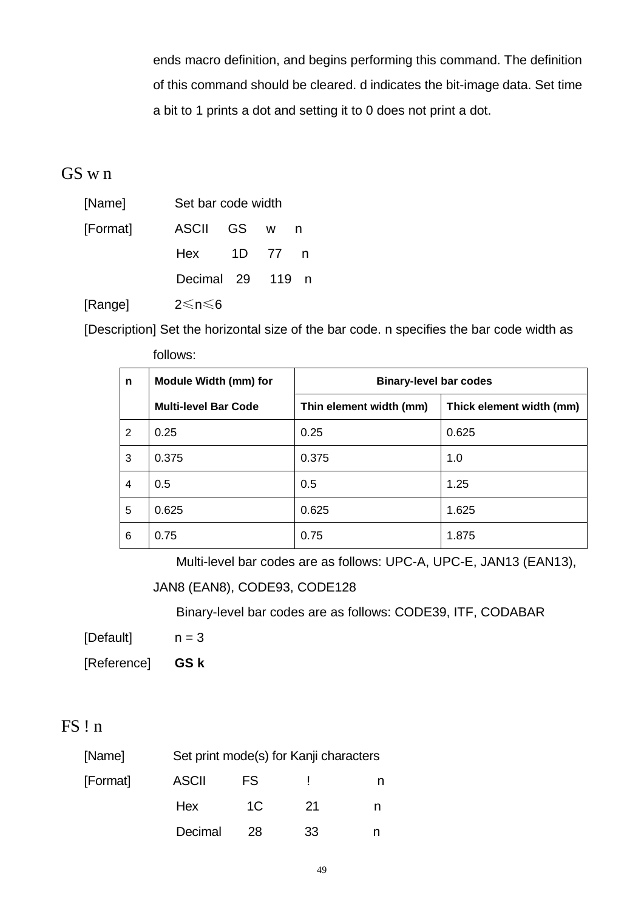ends macro definition, and begins performing this command. The definition of this command should be cleared. d indicates the bit-image data. Set time a bit to 1 prints a dot and setting it to 0 does not print a dot.

## GS w n

[Name] Set bar code width

[Format] ASCII GS w n

Hex 1D 77 n

Decimal 29 119 n

[Range] $2 \leq n \leq 6$

[Description] Set the horizontal size of the bar code. n specifies the bar code width as follows:

| n | Module Width (mm) for Multi-level Bar Code | Binary-level bar codes | |
|---|---|---|---|
| | | Thin element width (mm) | Thick element width (mm) |
| 2 | 0.25 | 0.25 | 0.625 |
| 3 | 0.375 | 0.375 | 1.0 |
| 4 | 0.5 | 0.5 | 1.25 |
| 5 | 0.625 | 0.625 | 1.625 |
| 6 | 0.75 | 0.75 | 1.875 |

Multi-level bar codes are as follows: UPC-A, UPC-E, JAN13 (EAN13), JAN8 (EAN8), CODE93, CODE128

Binary-level bar codes are as follows: CODE39, ITF, CODABAR

[Default] n = 3

[Reference] **GS k**

## FS ! n

[Name] Set print mode(s) for Kanji characters

[Format] ASCII FS ! n

Hex 1C 21 n

Decimal 28 33 n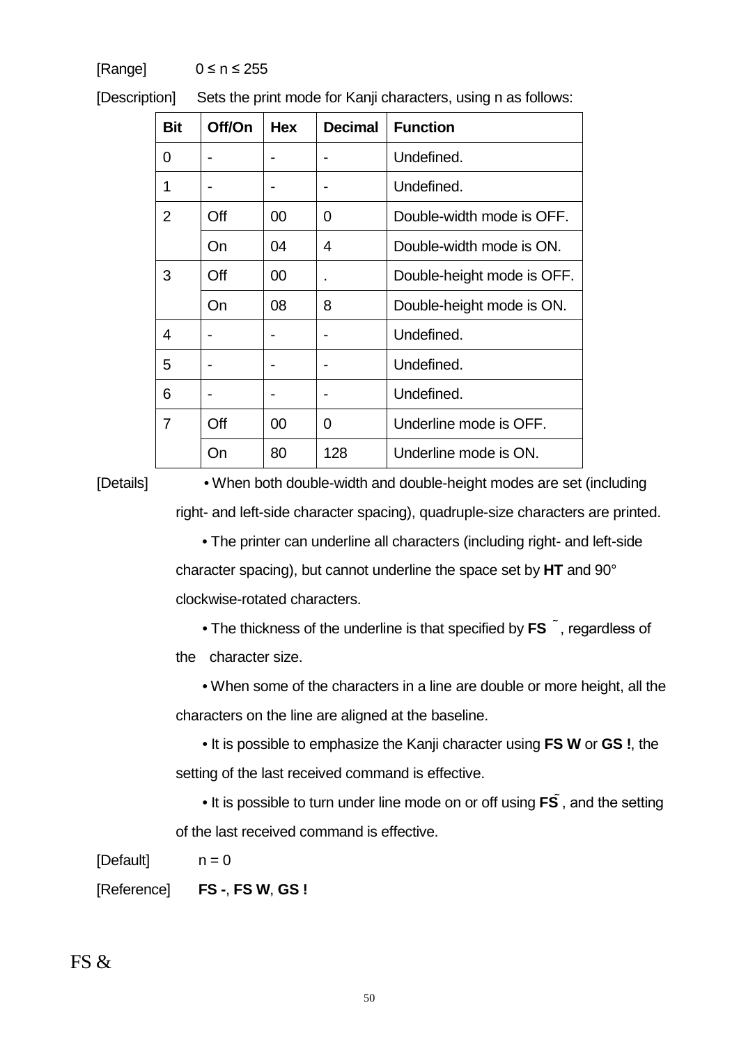[Range] $0 \le n \le 255$

[Description] Sets the print mode for Kanji characters, using n as follows:

| Bit | Off/On | Hex | Decimal | Function |
|---|---|---|---|---|
| 0 | - | - | - | Undefined. |
| 1 | - | - | - | Undefined. |
| 2 | Off | 00 | 0 | Double-width mode is OFF. |
| | On | 04 | 4 | Double-width mode is ON. |
| 3 | Off | 00 | . | Double-height mode is OFF. |
| | On | 08 | 8 | Double-height mode is ON. |
| 4 | - | - | - | Undefined. |
| 5 | - | - | - | Undefined. |
| 6 | - | - | - | Undefined. |
| 7 | Off | 00 | 0 | Underline mode is OFF. |
| | On | 80 | 128 | Underline mode is ON. |

[Details]

- When both double-width and double-height modes are set (including right- and left-side character spacing), quadruple-size characters are printed.
- The printer can underline all characters (including right- and left-side character spacing), but cannot underline the space set by **HT** and 90° clockwise-rotated characters.
- The thickness of the underline is that specified by **FS** ~, regardless of the character size.
- When some of the characters in a line are double or more height, all the characters on the line are aligned at the baseline.
- It is possible to emphasize the Kanji character using **FS W** or **GS !**, the setting of the last received command is effective.
- It is possible to turn under line mode on or off using **FS**~, and the setting of the last received command is effective.

[Default] n = 0

[Reference] **FS -**, **FS W**, **GS !**

FS &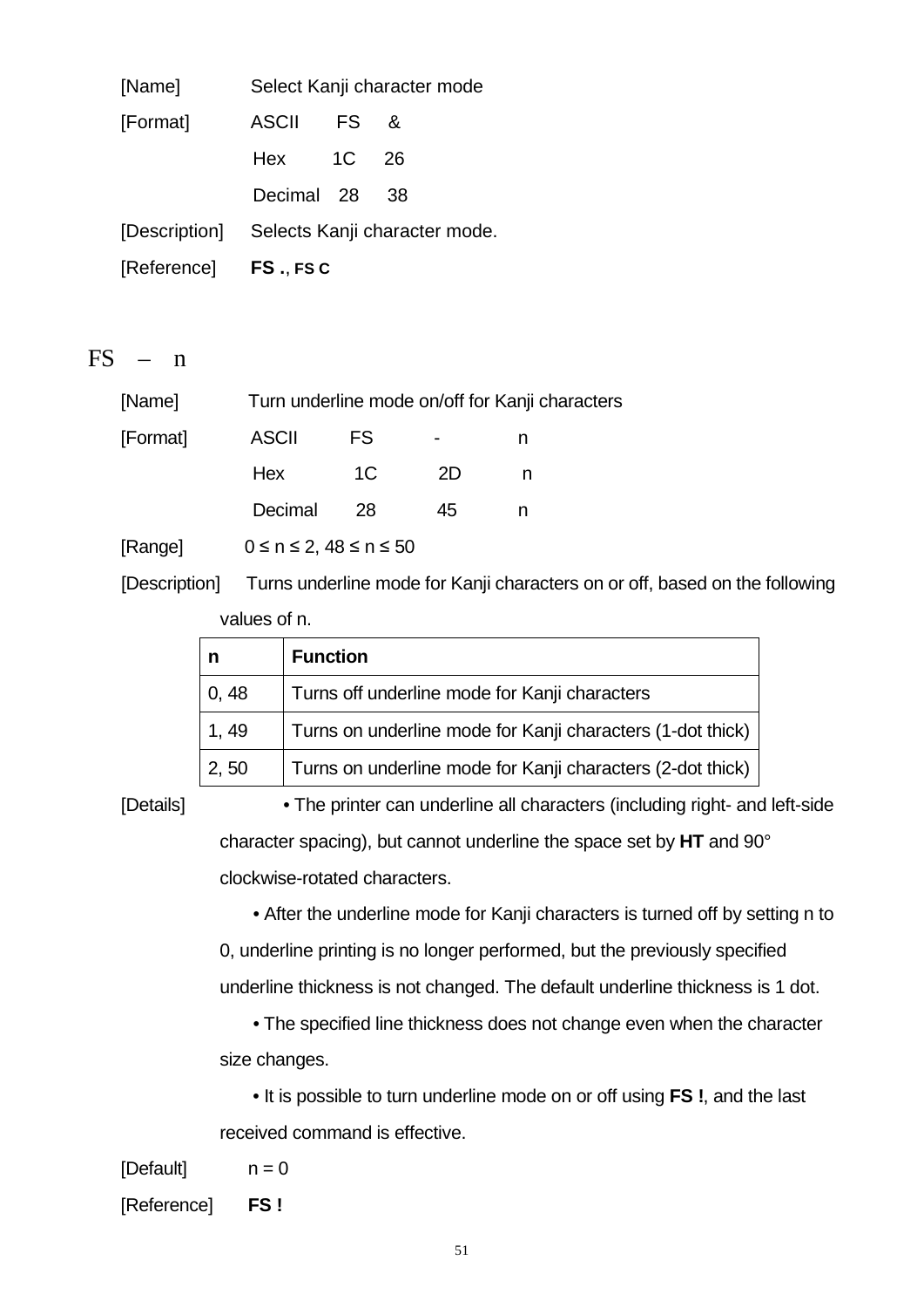[Name] Select Kanji character mode

[Format]

| | | |
|---|---|---|
| ASCII | FS | & |
| Hex | 1C | 26 |
| Decimal | 28 | 38 |

[Description] Selects Kanji character mode.

[Reference] **FS .**, **FS C**

## FS – n

[Name] Turn underline mode on/off for Kanji characters

[Format]

| | | | |
|---|---|---|---|
| ASCII | FS | - | n |
| Hex | 1C | 2D | n |
| Decimal | 28 | 45 | n |

[Range] 0 ≤ n ≤ 2, 48 ≤ n ≤ 50

[Description] Turns underline mode for Kanji characters on or off, based on the following values of n.

| n | Function |
|---|---|
| 0, 48 | Turns off underline mode for Kanji characters |
| 1, 49 | Turns on underline mode for Kanji characters (1-dot thick) |
| 2, 50 | Turns on underline mode for Kanji characters (2-dot thick) |

[Details]

• The printer can underline all characters (including right- and left-side character spacing), but cannot underline the space set by **HT** and 90° clockwise-rotated characters.

• After the underline mode for Kanji characters is turned off by setting n to 0, underline printing is no longer performed, but the previously specified underline thickness is not changed. The default underline thickness is 1 dot.

• The specified line thickness does not change even when the character size changes.

• It is possible to turn underline mode on or off using **FS !**, and the last received command is effective.

[Default] n = 0

[Reference] **FS !**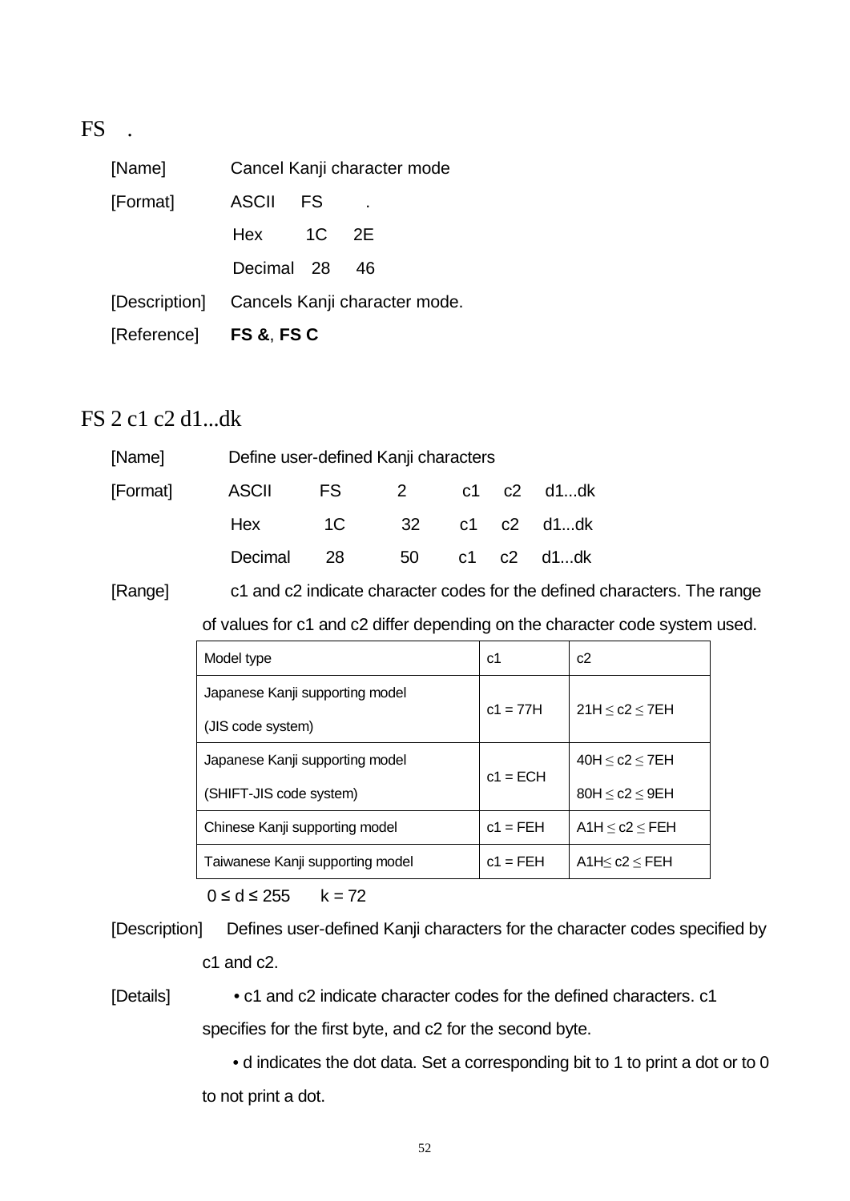## FS .

[Name] Cancel Kanji character mode

[Format] ASCII FS .

Hex 1C 2E

Decimal 28 46

[Description] Cancels Kanji character mode.

[Reference] **FS &**, **FS C**

## FS 2 c1 c2 d1...dk

[Name] Define user-defined Kanji characters

[Format] ASCII FS 2 c1 c2 d1...dk

Hex 1C 32 c1 c2 d1...dk

Decimal 28 50 c1 c2 d1...dk

[Range] c1 and c2 indicate character codes for the defined characters. The range of values for c1 and c2 differ depending on the character code system used.

| Model type | c1 | c2 |
|---|---|---|
| Japanese Kanji supporting model (JIS code system) | c1 = 77H | 21H ≤ c2 ≤ 7EH |
| Japanese Kanji supporting model (SHIFT-JIS code system) | c1 = ECH | 40H ≤ c2 ≤ 7EH<br>80H ≤ c2 ≤ 9EH |
| Chinese Kanji supporting model | c1 = FEH | A1H ≤ c2 ≤ FEH |
| Taiwanese Kanji supporting model | c1 = FEH | A1H≤ c2 ≤ FEH |

0 ≤ d ≤ 255 k = 72

[Description] Defines user-defined Kanji characters for the character codes specified by c1 and c2.

[Details] • c1 and c2 indicate character codes for the defined characters. c1 specifies for the first byte, and c2 for the second byte.

• d indicates the dot data. Set a corresponding bit to 1 to print a dot or to 0 to not print a dot.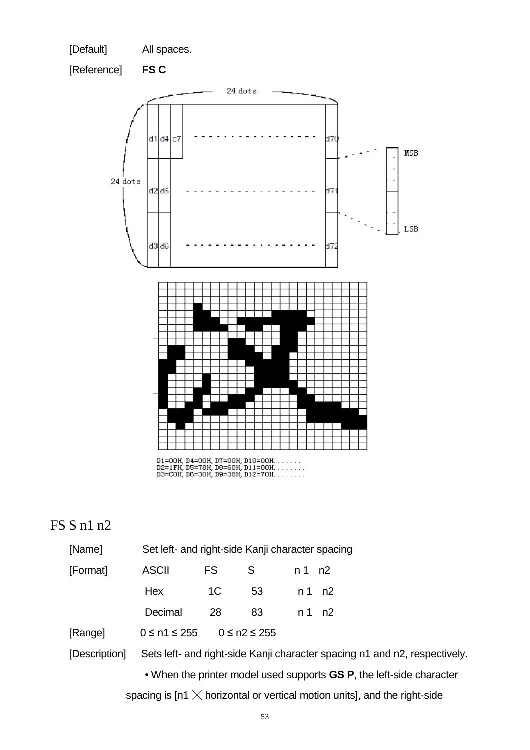[Default] All spaces.

[Reference] **FS C**

D1=00H, D4=00H, D7=00H, D10=00H. . . . . . .
D2=1FH, D5=78H, D8=60H, D11=00H. . . . . . .
D3=C0H, D6=30H, D9=38H, D12=70H. . . . . . .

## FS S n1 n2

[Name] Set left- and right-side Kanji character spacing

[Format]

| | | | | |
|---|---|---|---|---|
| ASCII | FS | S | n 1 | n2 |
| Hex | 1C | 53 | n 1 | n2 |
| Decimal | 28 | 83 | n 1 | n2 |

[Range] $0 \leq n1 \leq 255$ $0 \leq n2 \leq 255$

[Description] Sets left- and right-side Kanji character spacing n1 and n2, respectively.

• When the printer model used supports **GS P**, the left-side character spacing is [n1 × horizontal or vertical motion units], and the right-side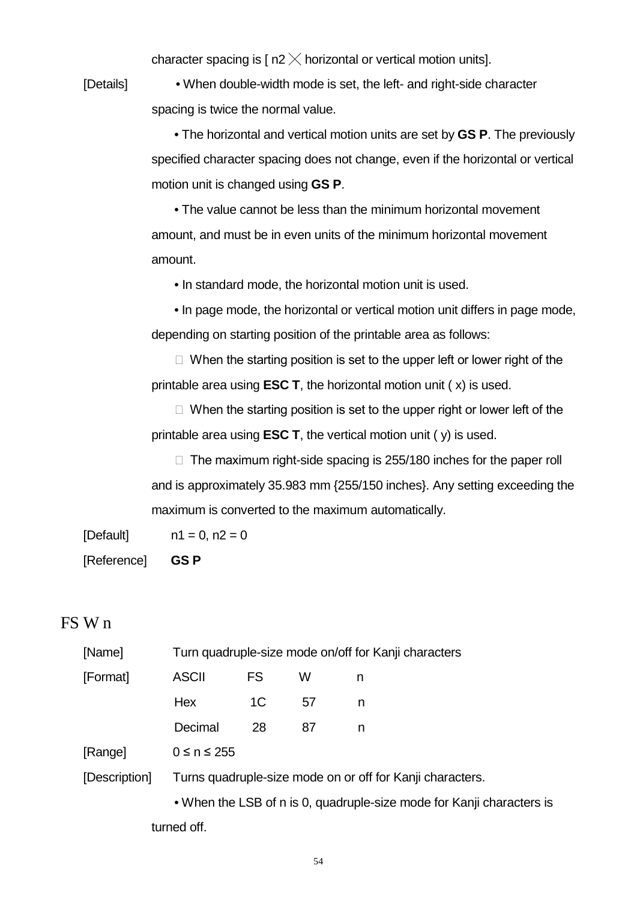character spacing is [ n2 × horizontal or vertical motion units].

[Details] • When double-width mode is set, the left- and right-side character spacing is twice the normal value.

• The horizontal and vertical motion units are set by **GS P**. The previously specified character spacing does not change, even if the horizontal or vertical motion unit is changed using **GS P**.

• The value cannot be less than the minimum horizontal movement amount, and must be in even units of the minimum horizontal movement amount.

• In standard mode, the horizontal motion unit is used.

• In page mode, the horizontal or vertical motion unit differs in page mode, depending on starting position of the printable area as follows:

 When the starting position is set to the upper left or lower right of the printable area using **ESC T**, the horizontal motion unit ( x) is used.

 When the starting position is set to the upper right or lower left of the printable area using **ESC T**, the vertical motion unit ( y) is used.

 The maximum right-side spacing is 255/180 inches for the paper roll and is approximately 35.983 mm {255/150 inches}. Any setting exceeding the maximum is converted to the maximum automatically.

[Default] n1 = 0, n2 = 0

[Reference] **GS P**

## FS W n

[Name] Turn quadruple-size mode on/off for Kanji characters

| [Format] | ASCII | FS | W | n |
|---|---|---|---|---|
| | Hex | 1C | 57 | n |
| | Decimal | 28 | 87 | n |

[Range] 0 ≤ n ≤ 255

[Description] Turns quadruple-size mode on or off for Kanji characters.

• When the LSB of n is 0, quadruple-size mode for Kanji characters is turned off.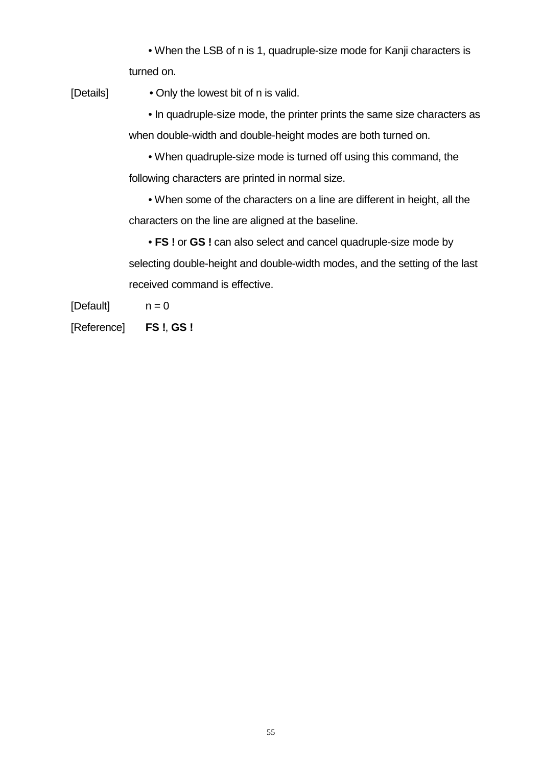• When the LSB of n is 1, quadruple-size mode for Kanji characters is turned on.

[Details] • Only the lowest bit of n is valid.

• In quadruple-size mode, the printer prints the same size characters as when double-width and double-height modes are both turned on.

• When quadruple-size mode is turned off using this command, the following characters are printed in normal size.

• When some of the characters on a line are different in height, all the characters on the line are aligned at the baseline.

• **FS !** or **GS !** can also select and cancel quadruple-size mode by selecting double-height and double-width modes, and the setting of the last received command is effective.

[Default] n = 0

[Reference] **FS !**, **GS !**